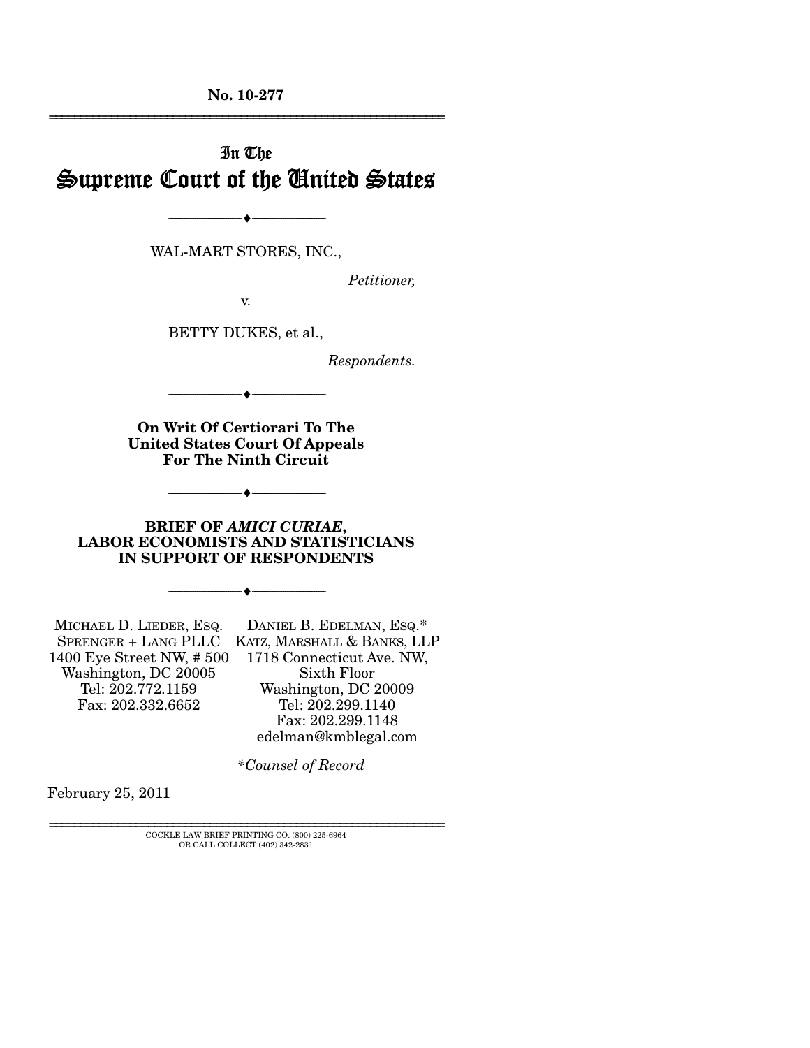**No. 10-277**

# In The Supreme Court of the United States

WAL-MART STORES, INC.,

*Petitioner,*

v.

BETTY DUKES, et al.,

*Respondents.*

**On Writ Of Certiorari To The United States Court Of Appeals For The Ninth Circuit**

**BRIEF OF *AMICI CURIAE*, LABOR ECONOMISTS AND STATISTICIANS IN SUPPORT OF RESPONDENTS**

MICHAEL D. LIEDER, ESQ.
SPRENGER + LANG PLLC
1400 Eye Street NW, # 500
Washington, DC 20005
Tel: 202.772.1159
Fax: 202.332.6652

DANIEL B. EDELMAN, ESQ.*
KATZ, MARSHALL & BANKS, LLP
1718 Connecticut Ave. NW, Sixth Floor
Washington, DC 20009
Tel: 202.299.1140
Fax: 202.299.1148
edelman@kmblegal.com

*\*Counsel of Record*

February 25, 2011

COCKLE LAW BRIEF PRINTING CO. (800) 225-6964
OR CALL COLLECT (402) 342-2831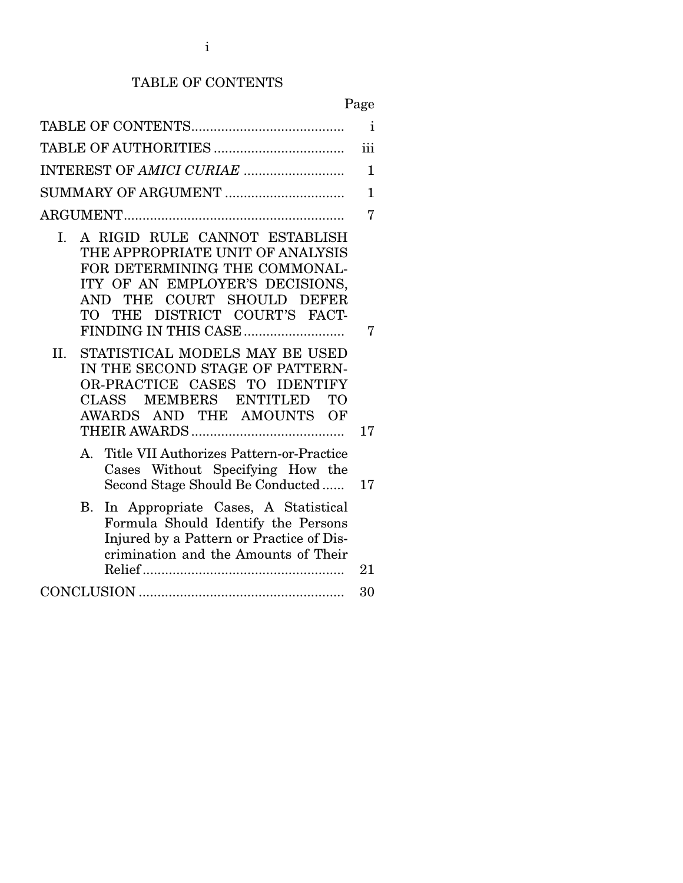# TABLE OF CONTENTS

| | Page |
|---|---|
| TABLE OF CONTENTS | i |
| TABLE OF AUTHORITIES | iii |
| INTEREST OF *AMICI CURIAE* | 1 |
| SUMMARY OF ARGUMENT | 1 |
| ARGUMENT | 7 |
| I. A RIGID RULE CANNOT ESTABLISH THE APPROPRIATE UNIT OF ANALYSIS FOR DETERMINING THE COMMONALITY OF AN EMPLOYER'S DECISIONS, AND THE COURT SHOULD DEFER TO THE DISTRICT COURT'S FACT-FINDING IN THIS CASE | 7 |
| II. STATISTICAL MODELS MAY BE USED IN THE SECOND STAGE OF PATTERN-OR-PRACTICE CASES TO IDENTIFY CLASS MEMBERS ENTITLED TO AWARDS AND THE AMOUNTS OF THEIR AWARDS | 17 |
| A. Title VII Authorizes Pattern-or-Practice Cases Without Specifying How the Second Stage Should Be Conducted | 17 |
| B. In Appropriate Cases, A Statistical Formula Should Identify the Persons Injured by a Pattern or Practice of Discrimination and the Amounts of Their Relief | 21 |
| CONCLUSION | 30 |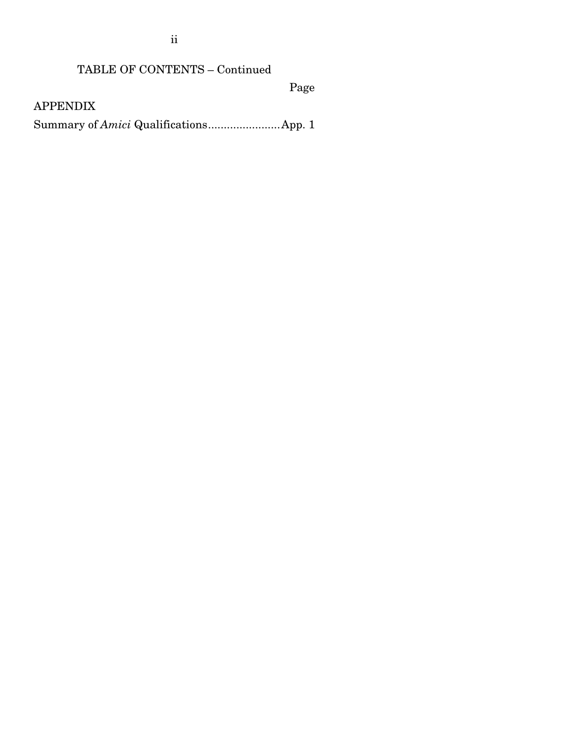TABLE OF CONTENTS – Continued

Page

APPENDIX

Summary of *Amici* Qualifications.......................App. 1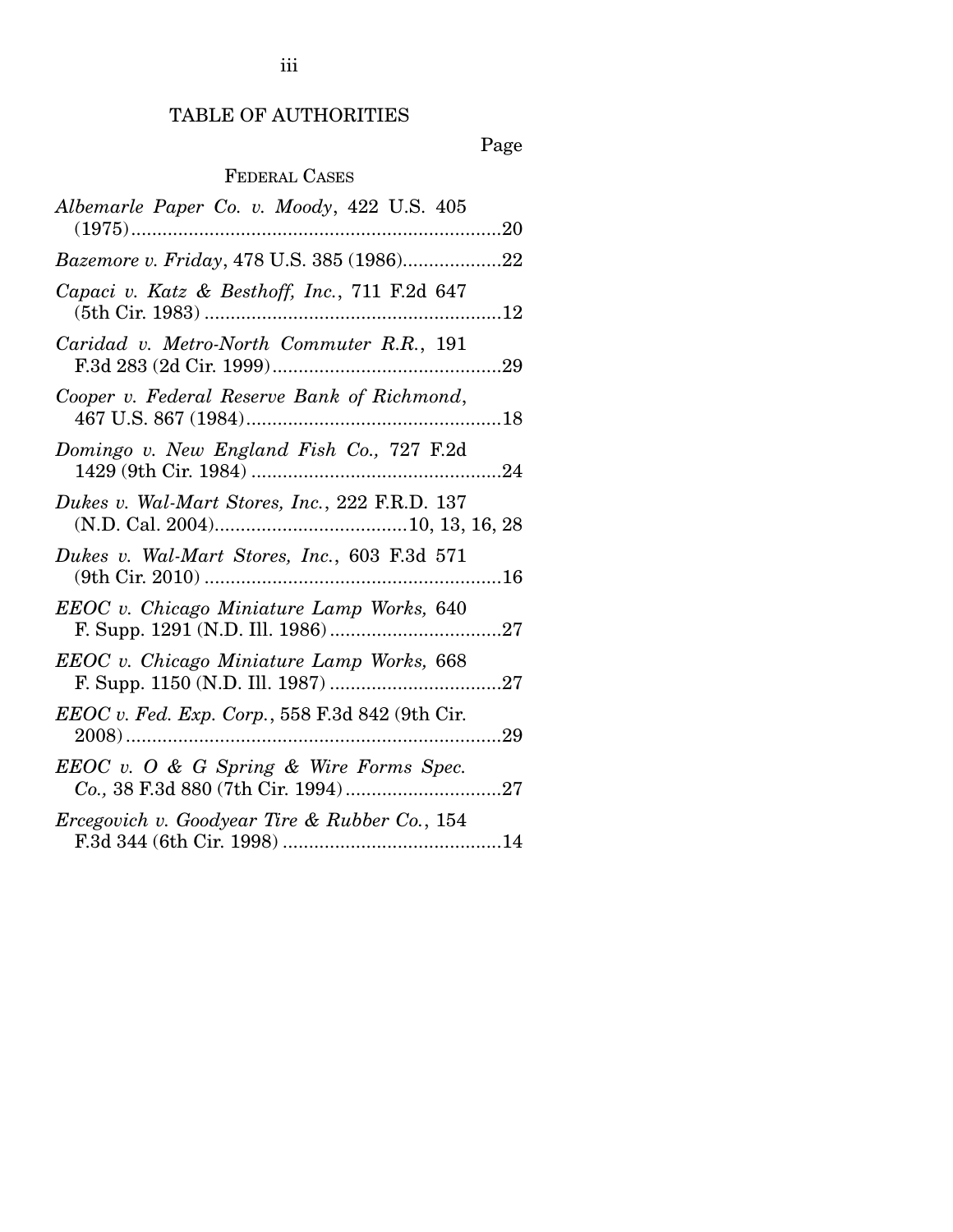# TABLE OF AUTHORITIES

Page

## FEDERAL CASES

*Albemarle Paper Co. v. Moody*, 422 U.S. 405 (1975)........................................................................20

*Bazemore v. Friday*, 478 U.S. 385 (1986)...................22

*Capaci v. Katz & Besthoff, Inc.*, 711 F.2d 647 (5th Cir. 1983) .........................................................12

*Caridad v. Metro-North Commuter R.R.*, 191 F.3d 283 (2d Cir. 1999)............................................29

*Cooper v. Federal Reserve Bank of Richmond*, 467 U.S. 867 (1984).................................................18

*Domingo v. New England Fish Co.,* 727 F.2d 1429 (9th Cir. 1984) ................................................24

*Dukes v. Wal-Mart Stores, Inc.*, 222 F.R.D. 137 (N.D. Cal. 2004).....................................10, 13, 16, 28

*Dukes v. Wal-Mart Stores, Inc.*, 603 F.3d 571 (9th Cir. 2010) .........................................................16

*EEOC v. Chicago Miniature Lamp Works,* 640 F. Supp. 1291 (N.D. Ill. 1986) .................................27

*EEOC v. Chicago Miniature Lamp Works,* 668 F. Supp. 1150 (N.D. Ill. 1987) .................................27

*EEOC v. Fed. Exp. Corp.*, 558 F.3d 842 (9th Cir. 2008)........................................................................29

*EEOC v. O & G Spring & Wire Forms Spec. Co.,* 38 F.3d 880 (7th Cir. 1994)..............................27

*Ercegovich v. Goodyear Tire & Rubber Co.*, 154 F.3d 344 (6th Cir. 1998) ..........................................14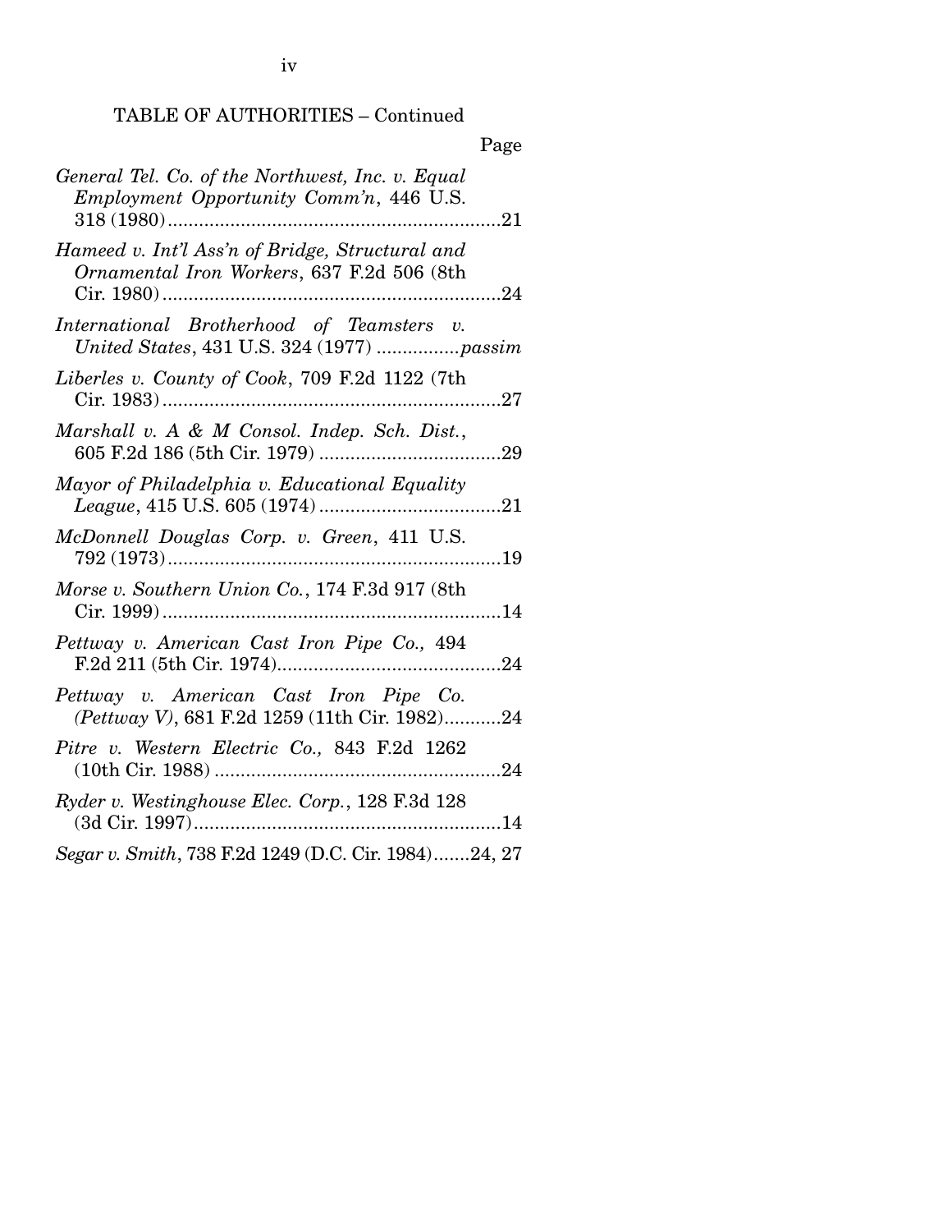TABLE OF AUTHORITIES – Continued

Page

*General Tel. Co. of the Northwest, Inc. v. Equal Employment Opportunity Comm'n*, 446 U.S. 318 (1980)....................21

*Hameed v. Int'l Ass'n of Bridge, Structural and Ornamental Iron Workers*, 637 F.2d 506 (8th Cir. 1980)....................24

*International Brotherhood of Teamsters v. United States*, 431 U.S. 324 (1977) ................*passim*

*Liberles v. County of Cook*, 709 F.2d 1122 (7th Cir. 1983)....................27

*Marshall v. A & M Consol. Indep. Sch. Dist.*, 605 F.2d 186 (5th Cir. 1979) ....................29

*Mayor of Philadelphia v. Educational Equality League*, 415 U.S. 605 (1974) ....................21

*McDonnell Douglas Corp. v. Green*, 411 U.S. 792 (1973)....................19

*Morse v. Southern Union Co.*, 174 F.3d 917 (8th Cir. 1999)....................14

*Pettway v. American Cast Iron Pipe Co.,* 494 F.2d 211 (5th Cir. 1974)....................24

*Pettway v. American Cast Iron Pipe Co. (Pettway V)*, 681 F.2d 1259 (11th Cir. 1982)...........24

*Pitre v. Western Electric Co.,* 843 F.2d 1262 (10th Cir. 1988) ....................24

*Ryder v. Westinghouse Elec. Corp.*, 128 F.3d 128 (3d Cir. 1997)....................14

*Segar v. Smith*, 738 F.2d 1249 (D.C. Cir. 1984).......24, 27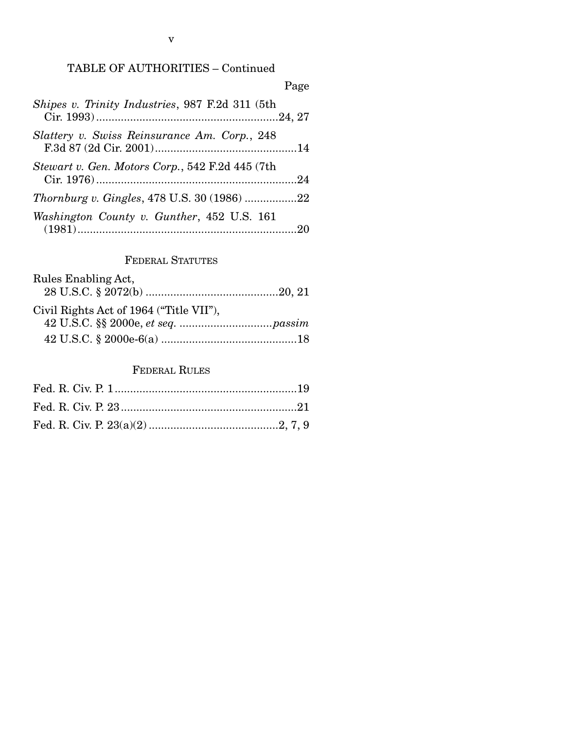TABLE OF AUTHORITIES – Continued

Page

*Shipes v. Trinity Industries*, 987 F.2d 311 (5th Cir. 1993) ....24, 27

*Slattery v. Swiss Reinsurance Am. Corp.*, 248 F.3d 87 (2d Cir. 2001) ....14

*Stewart v. Gen. Motors Corp.*, 542 F.2d 445 (7th Cir. 1976) ....24

*Thornburg v. Gingles*, 478 U.S. 30 (1986) ....22

*Washington County v. Gunther*, 452 U.S. 161 (1981) ....20

FEDERAL STATUTES

Rules Enabling Act, 28 U.S.C. § 2072(b) ....20, 21

Civil Rights Act of 1964 ("Title VII"), 42 U.S.C. §§ 2000e, *et seq.* ....*passim*

42 U.S.C. § 2000e-6(a) ....18

FEDERAL RULES

Fed. R. Civ. P. 1 ....19

Fed. R. Civ. P. 23 ....21

Fed. R. Civ. P. 23(a)(2) ....2, 7, 9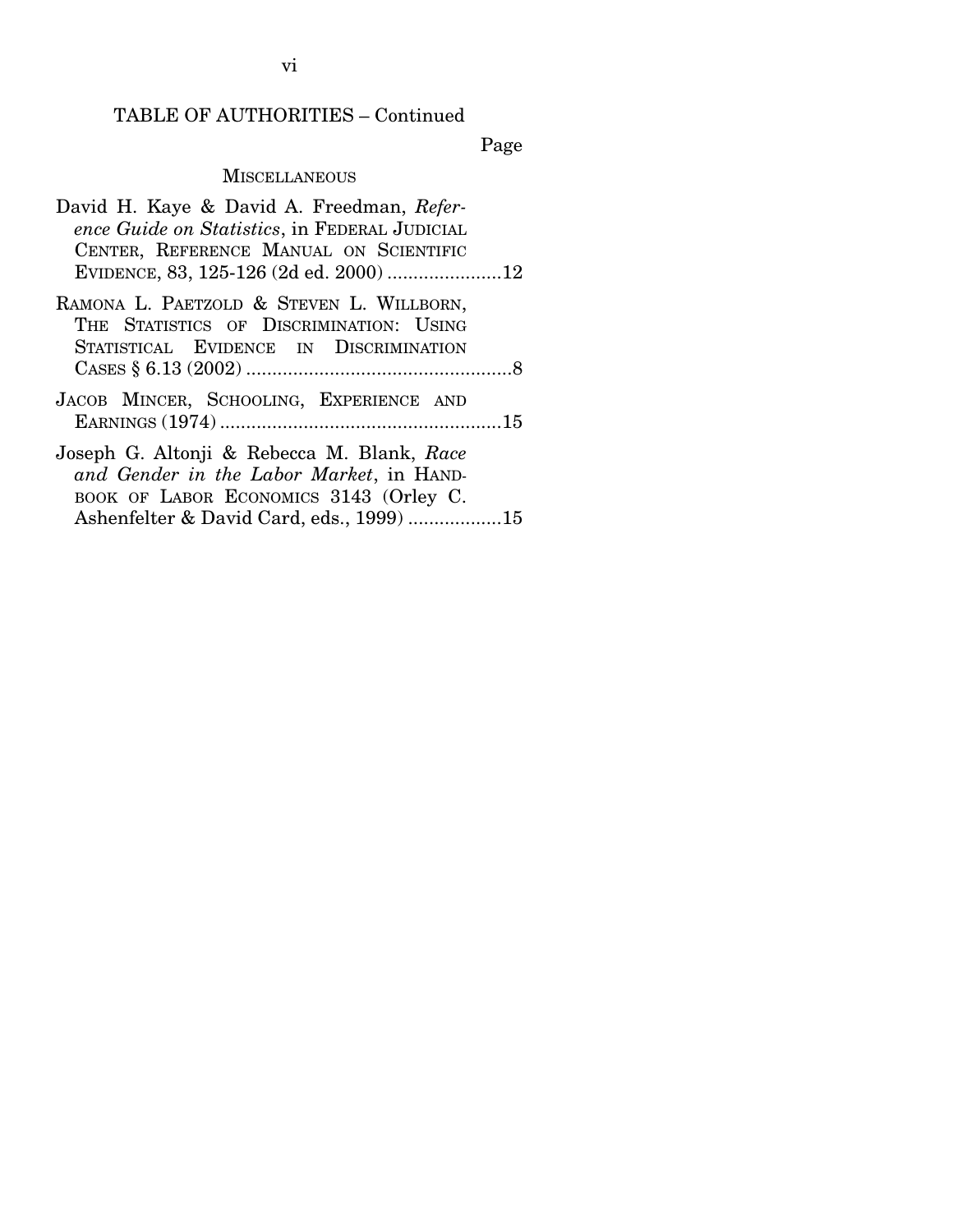TABLE OF AUTHORITIES – Continued

Page

MISCELLANEOUS

David H. Kaye & David A. Freedman, *Reference Guide on Statistics*, in FEDERAL JUDICIAL CENTER, REFERENCE MANUAL ON SCIENTIFIC EVIDENCE, 83, 125-126 (2d ed. 2000) ......................12

RAMONA L. PAETZOLD & STEVEN L. WILLBORN, THE STATISTICS OF DISCRIMINATION: USING STATISTICAL EVIDENCE IN DISCRIMINATION CASES § 6.13 (2002) ..................................................8

JACOB MINCER, SCHOOLING, EXPERIENCE AND EARNINGS (1974) .....................................................15

Joseph G. Altonji & Rebecca M. Blank, *Race and Gender in the Labor Market*, in HANDBOOK OF LABOR ECONOMICS 3143 (Orley C. Ashenfelter & David Card, eds., 1999) ..................15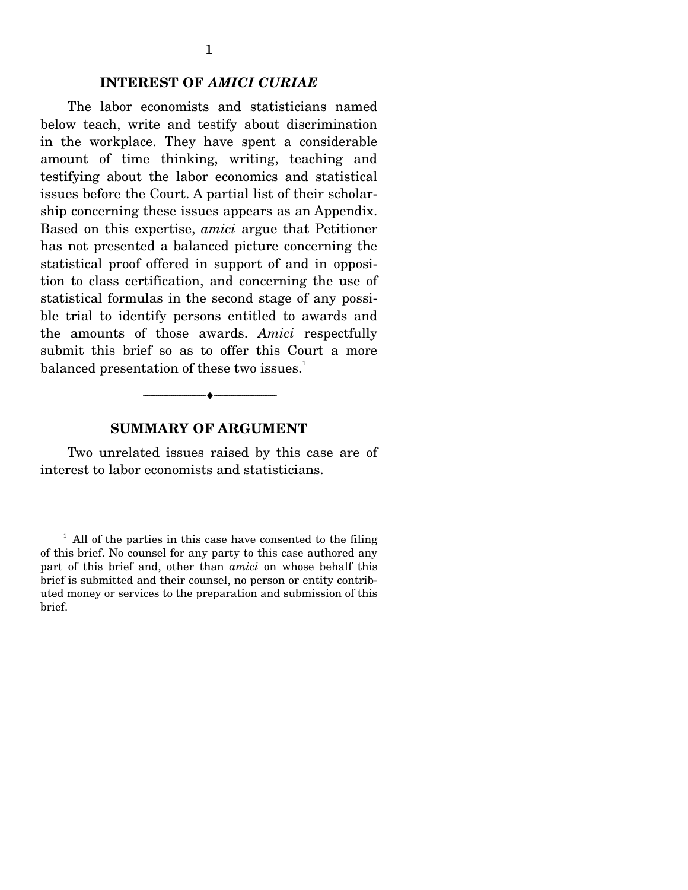## INTEREST OF *AMICI CURIAE*

The labor economists and statisticians named below teach, write and testify about discrimination in the workplace. They have spent a considerable amount of time thinking, writing, teaching and testifying about the labor economics and statistical issues before the Court. A partial list of their scholarship concerning these issues appears as an Appendix. Based on this expertise, *amici* argue that Petitioner has not presented a balanced picture concerning the statistical proof offered in support of and in opposition to class certification, and concerning the use of statistical formulas in the second stage of any possible trial to identify persons entitled to awards and the amounts of those awards. *Amici* respectfully submit this brief so as to offer this Court a more balanced presentation of these two issues.[1]

---

## SUMMARY OF ARGUMENT

Two unrelated issues raised by this case are of interest to labor economists and statisticians.

---

[1] All of the parties in this case have consented to the filing of this brief. No counsel for any party to this case authored any part of this brief and, other than *amici* on whose behalf this brief is submitted and their counsel, no person or entity contributed money or services to the preparation and submission of this brief.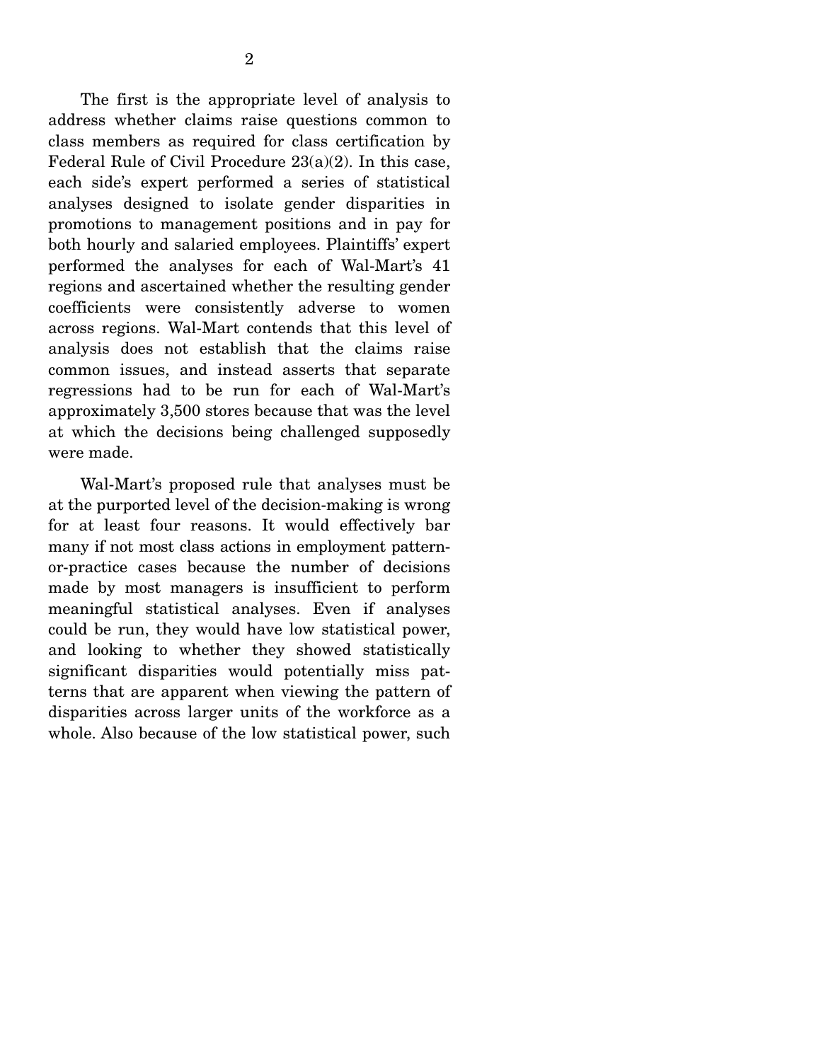The first is the appropriate level of analysis to address whether claims raise questions common to class members as required for class certification by Federal Rule of Civil Procedure 23(a)(2). In this case, each side's expert performed a series of statistical analyses designed to isolate gender disparities in promotions to management positions and in pay for both hourly and salaried employees. Plaintiffs' expert performed the analyses for each of Wal-Mart's 41 regions and ascertained whether the resulting gender coefficients were consistently adverse to women across regions. Wal-Mart contends that this level of analysis does not establish that the claims raise common issues, and instead asserts that separate regressions had to be run for each of Wal-Mart's approximately 3,500 stores because that was the level at which the decisions being challenged supposedly were made.

Wal-Mart's proposed rule that analyses must be at the purported level of the decision-making is wrong for at least four reasons. It would effectively bar many if not most class actions in employment pattern-or-practice cases because the number of decisions made by most managers is insufficient to perform meaningful statistical analyses. Even if analyses could be run, they would have low statistical power, and looking to whether they showed statistically significant disparities would potentially miss patterns that are apparent when viewing the pattern of disparities across larger units of the workforce as a whole. Also because of the low statistical power, such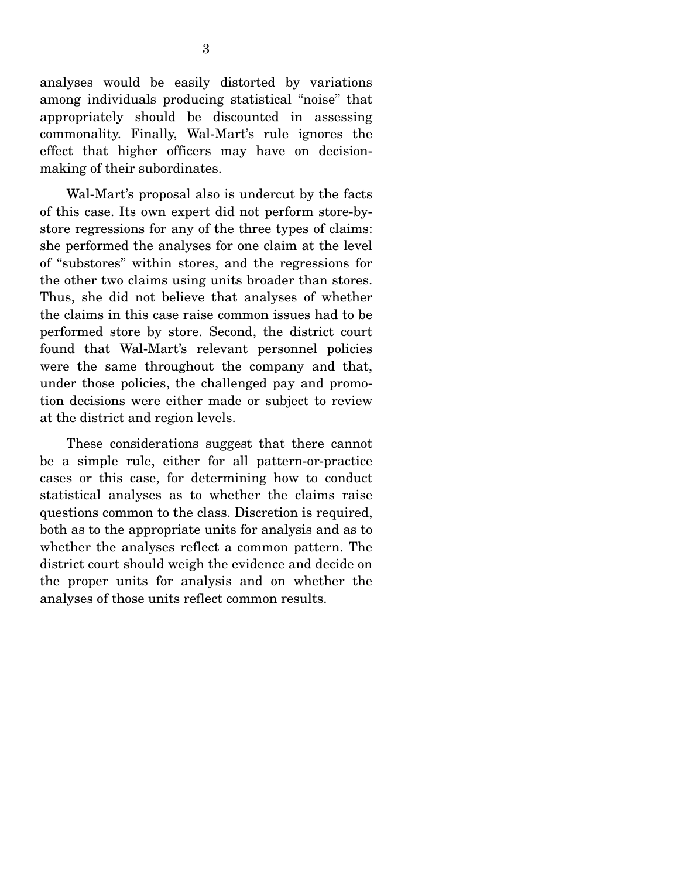analyses would be easily distorted by variations among individuals producing statistical "noise" that appropriately should be discounted in assessing commonality. Finally, Wal-Mart's rule ignores the effect that higher officers may have on decision-making of their subordinates.

Wal-Mart's proposal also is undercut by the facts of this case. Its own expert did not perform store-by-store regressions for any of the three types of claims: she performed the analyses for one claim at the level of "substores" within stores, and the regressions for the other two claims using units broader than stores. Thus, she did not believe that analyses of whether the claims in this case raise common issues had to be performed store by store. Second, the district court found that Wal-Mart's relevant personnel policies were the same throughout the company and that, under those policies, the challenged pay and promotion decisions were either made or subject to review at the district and region levels.

These considerations suggest that there cannot be a simple rule, either for all pattern-or-practice cases or this case, for determining how to conduct statistical analyses as to whether the claims raise questions common to the class. Discretion is required, both as to the appropriate units for analysis and as to whether the analyses reflect a common pattern. The district court should weigh the evidence and decide on the proper units for analysis and on whether the analyses of those units reflect common results.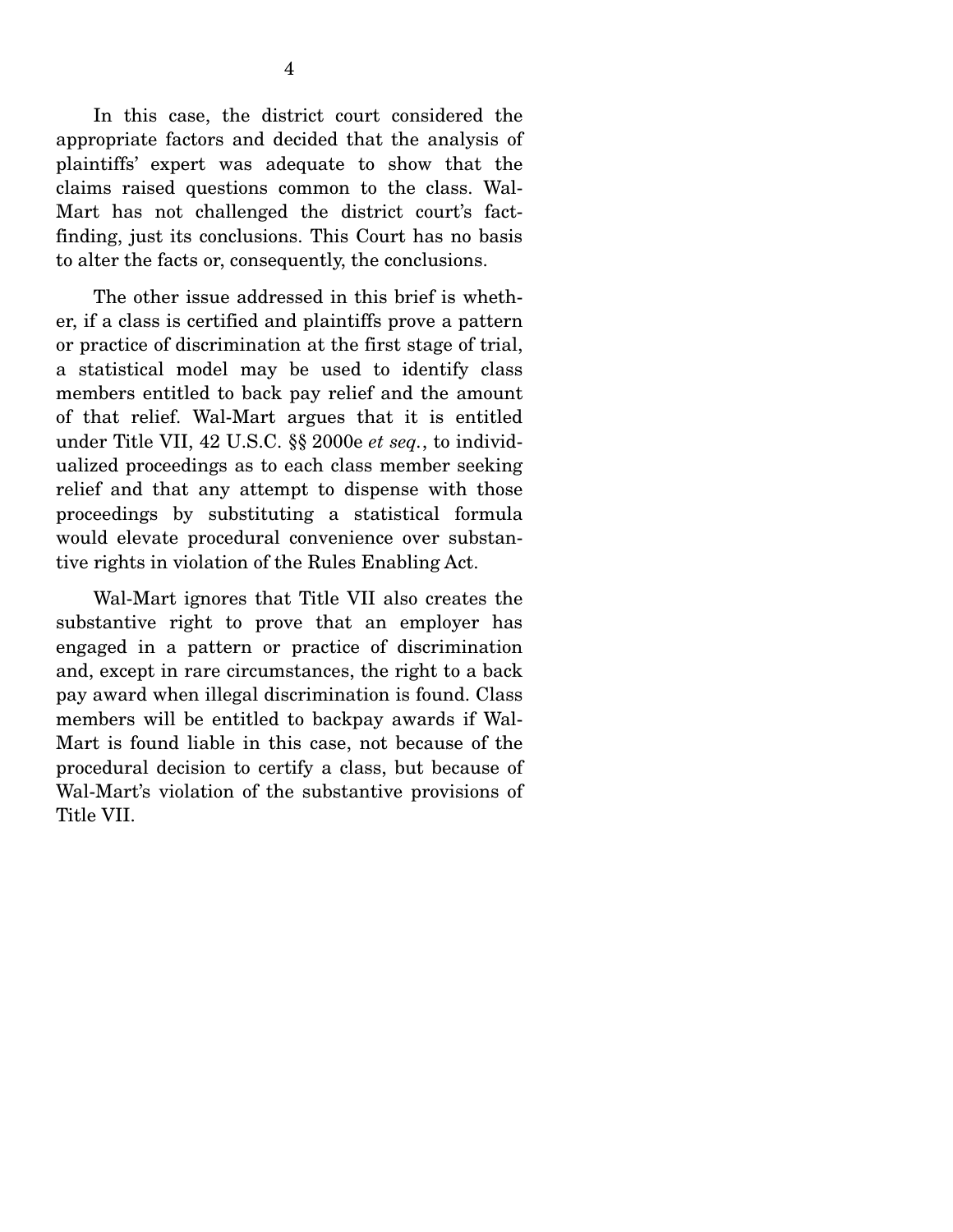In this case, the district court considered the appropriate factors and decided that the analysis of plaintiffs' expert was adequate to show that the claims raised questions common to the class. Wal-Mart has not challenged the district court's fact-finding, just its conclusions. This Court has no basis to alter the facts or, consequently, the conclusions.

The other issue addressed in this brief is whether, if a class is certified and plaintiffs prove a pattern or practice of discrimination at the first stage of trial, a statistical model may be used to identify class members entitled to back pay relief and the amount of that relief. Wal-Mart argues that it is entitled under Title VII, 42 U.S.C. §§ 2000e *et seq.*, to individualized proceedings as to each class member seeking relief and that any attempt to dispense with those proceedings by substituting a statistical formula would elevate procedural convenience over substantive rights in violation of the Rules Enabling Act.

Wal-Mart ignores that Title VII also creates the substantive right to prove that an employer has engaged in a pattern or practice of discrimination and, except in rare circumstances, the right to a back pay award when illegal discrimination is found. Class members will be entitled to backpay awards if Wal-Mart is found liable in this case, not because of the procedural decision to certify a class, but because of Wal-Mart's violation of the substantive provisions of Title VII.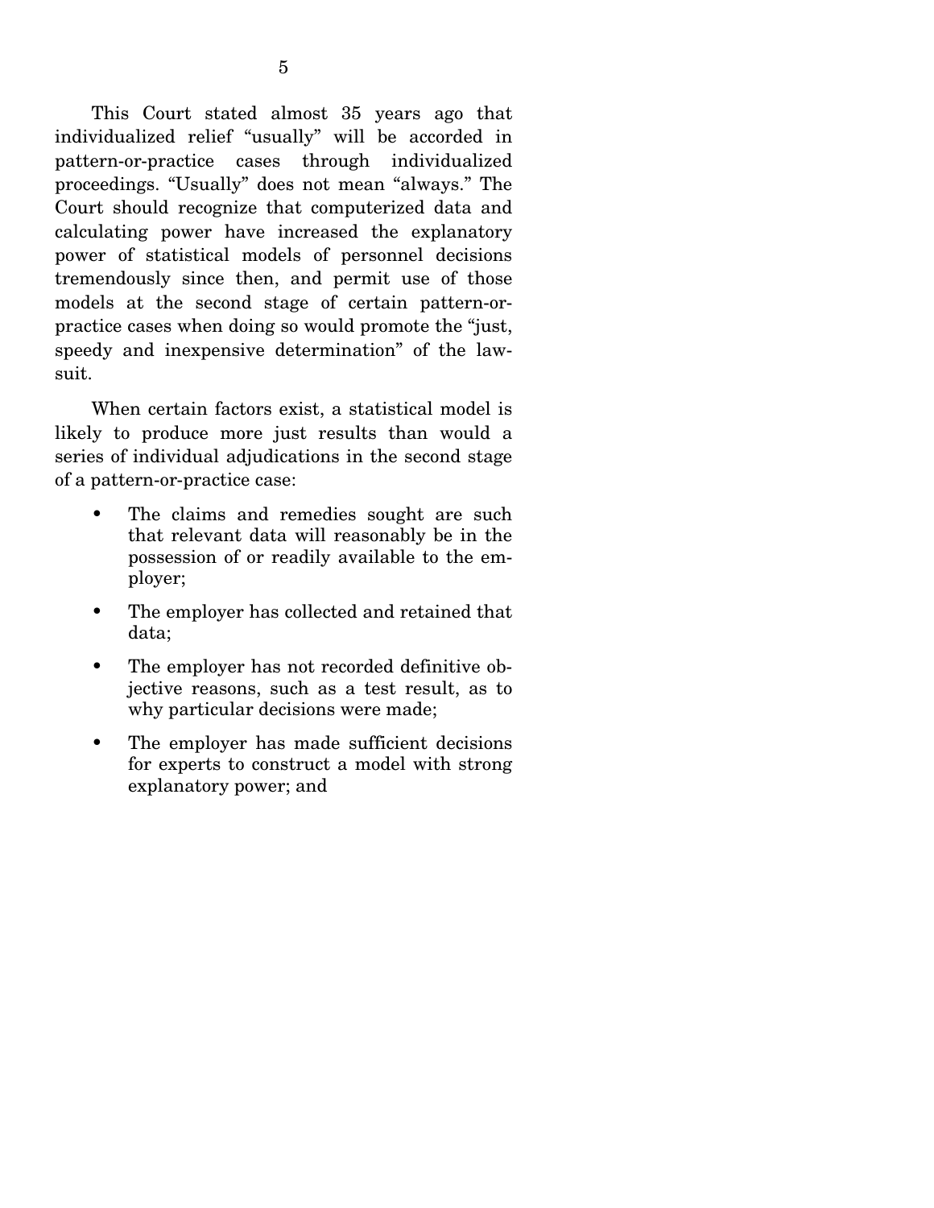This Court stated almost 35 years ago that individualized relief "usually" will be accorded in pattern-or-practice cases through individualized proceedings. "Usually" does not mean "always." The Court should recognize that computerized data and calculating power have increased the explanatory power of statistical models of personnel decisions tremendously since then, and permit use of those models at the second stage of certain pattern-or-practice cases when doing so would promote the "just, speedy and inexpensive determination" of the lawsuit.

When certain factors exist, a statistical model is likely to produce more just results than would a series of individual adjudications in the second stage of a pattern-or-practice case:

- The claims and remedies sought are such that relevant data will reasonably be in the possession of or readily available to the employer;
- The employer has collected and retained that data;
- The employer has not recorded definitive objective reasons, such as a test result, as to why particular decisions were made;
- The employer has made sufficient decisions for experts to construct a model with strong explanatory power; and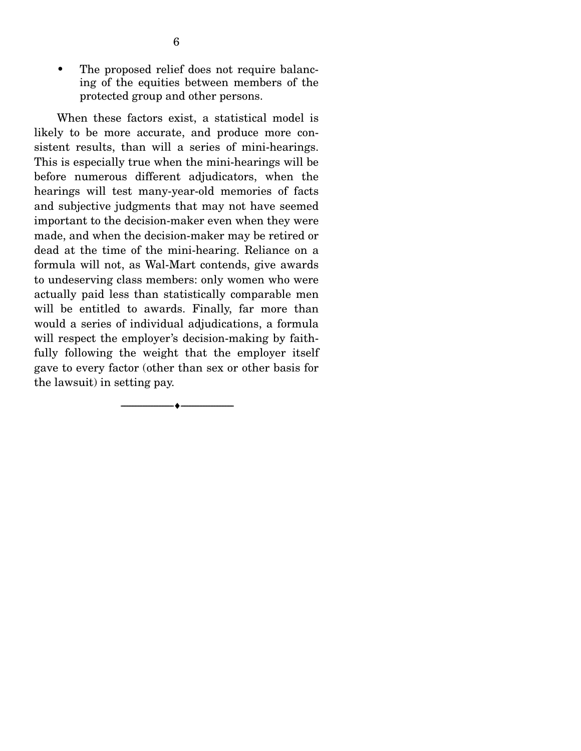- The proposed relief does not require balancing of the equities between members of the protected group and other persons.

When these factors exist, a statistical model is likely to be more accurate, and produce more consistent results, than will a series of mini-hearings. This is especially true when the mini-hearings will be before numerous different adjudicators, when the hearings will test many-year-old memories of facts and subjective judgments that may not have seemed important to the decision-maker even when they were made, and when the decision-maker may be retired or dead at the time of the mini-hearing. Reliance on a formula will not, as Wal-Mart contends, give awards to undeserving class members: only women who were actually paid less than statistically comparable men will be entitled to awards. Finally, far more than would a series of individual adjudications, a formula will respect the employer's decision-making by faithfully following the weight that the employer itself gave to every factor (other than sex or other basis for the lawsuit) in setting pay.

---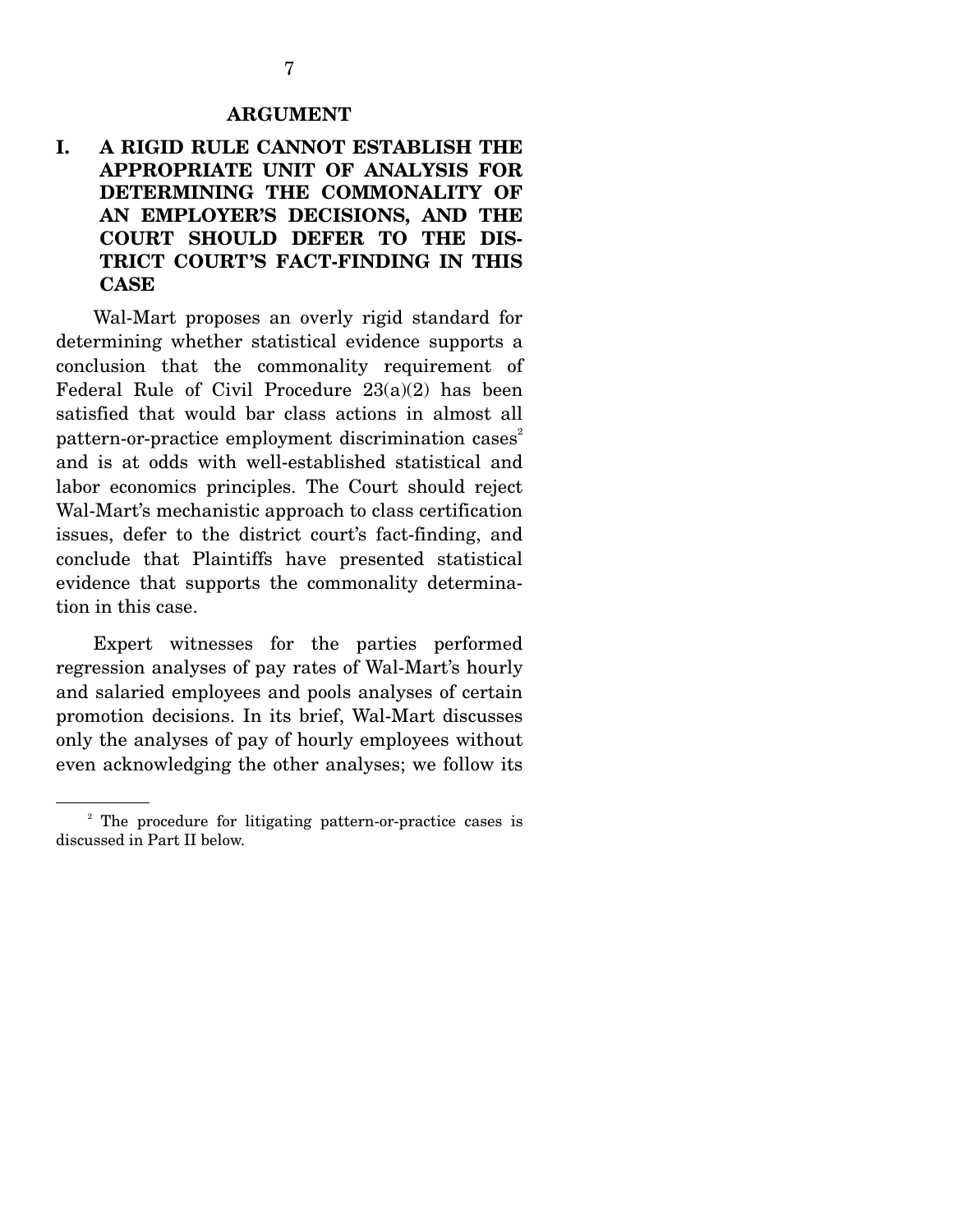## ARGUMENT

### I. A RIGID RULE CANNOT ESTABLISH THE APPROPRIATE UNIT OF ANALYSIS FOR DETERMINING THE COMMONALITY OF AN EMPLOYER'S DECISIONS, AND THE COURT SHOULD DEFER TO THE DISTRICT COURT'S FACT-FINDING IN THIS CASE

Wal-Mart proposes an overly rigid standard for determining whether statistical evidence supports a conclusion that the commonality requirement of Federal Rule of Civil Procedure 23(a)(2) has been satisfied that would bar class actions in almost all pattern-or-practice employment discrimination cases[2] and is at odds with well-established statistical and labor economics principles. The Court should reject Wal-Mart's mechanistic approach to class certification issues, defer to the district court's fact-finding, and conclude that Plaintiffs have presented statistical evidence that supports the commonality determination in this case.

Expert witnesses for the parties performed regression analyses of pay rates of Wal-Mart's hourly and salaried employees and pools analyses of certain promotion decisions. In its brief, Wal-Mart discusses only the analyses of pay of hourly employees without even acknowledging the other analyses; we follow its

---

[2] The procedure for litigating pattern-or-practice cases is discussed in Part II below.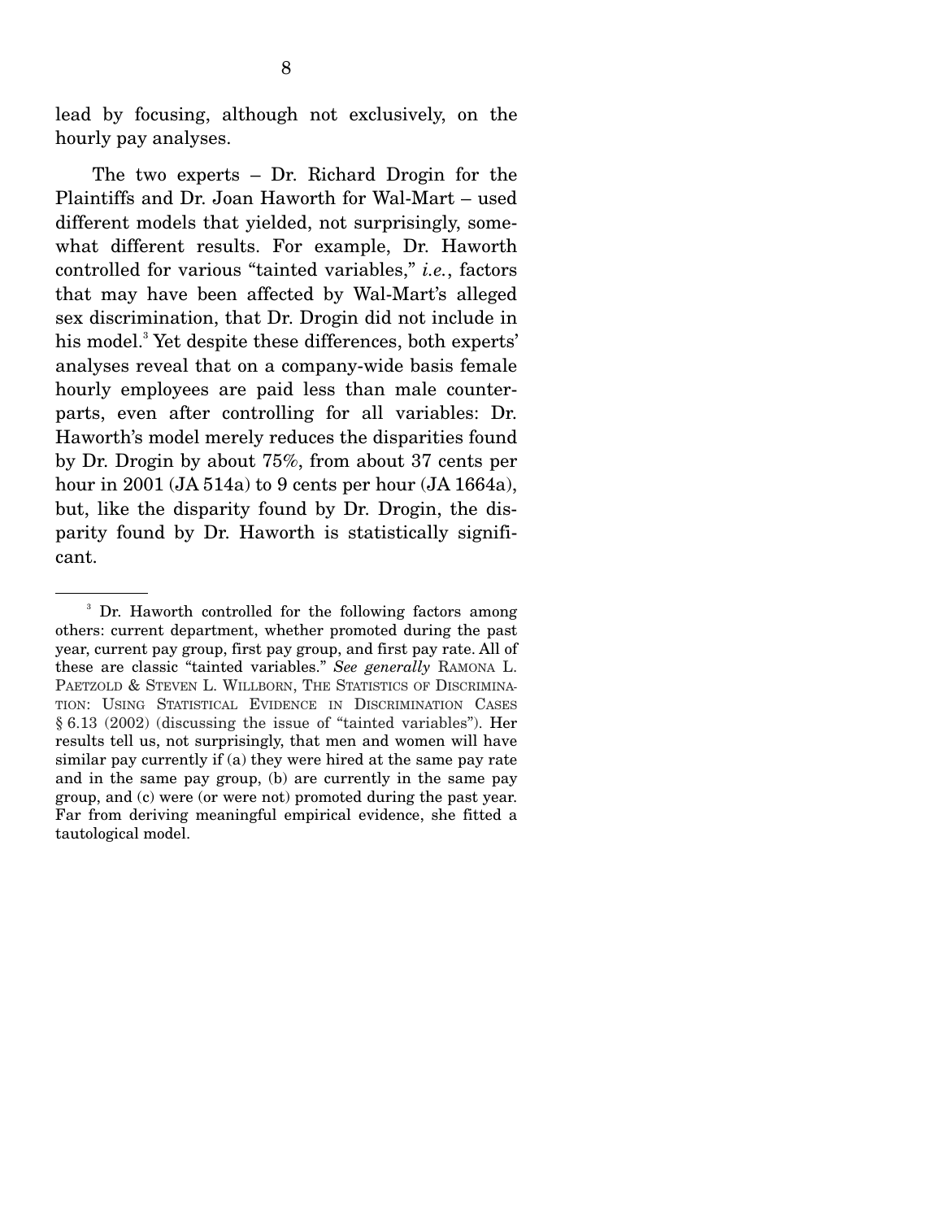lead by focusing, although not exclusively, on the hourly pay analyses.

The two experts – Dr. Richard Drogin for the Plaintiffs and Dr. Joan Haworth for Wal-Mart – used different models that yielded, not surprisingly, somewhat different results. For example, Dr. Haworth controlled for various "tainted variables," *i.e.*, factors that may have been affected by Wal-Mart's alleged sex discrimination, that Dr. Drogin did not include in his model.[3] Yet despite these differences, both experts' analyses reveal that on a company-wide basis female hourly employees are paid less than male counterparts, even after controlling for all variables: Dr. Haworth's model merely reduces the disparities found by Dr. Drogin by about 75%, from about 37 cents per hour in 2001 (JA 514a) to 9 cents per hour (JA 1664a), but, like the disparity found by Dr. Drogin, the disparity found by Dr. Haworth is statistically significant.

---

[3] Dr. Haworth controlled for the following factors among others: current department, whether promoted during the past year, current pay group, first pay group, and first pay rate. All of these are classic "tainted variables." *See generally* RAMONA L. PAETZOLD & STEVEN L. WILLBORN, THE STATISTICS OF DISCRIMINATION: USING STATISTICAL EVIDENCE IN DISCRIMINATION CASES § 6.13 (2002) (discussing the issue of "tainted variables"). Her results tell us, not surprisingly, that men and women will have similar pay currently if (a) they were hired at the same pay rate and in the same pay group, (b) are currently in the same pay group, and (c) were (or were not) promoted during the past year. Far from deriving meaningful empirical evidence, she fitted a tautological model.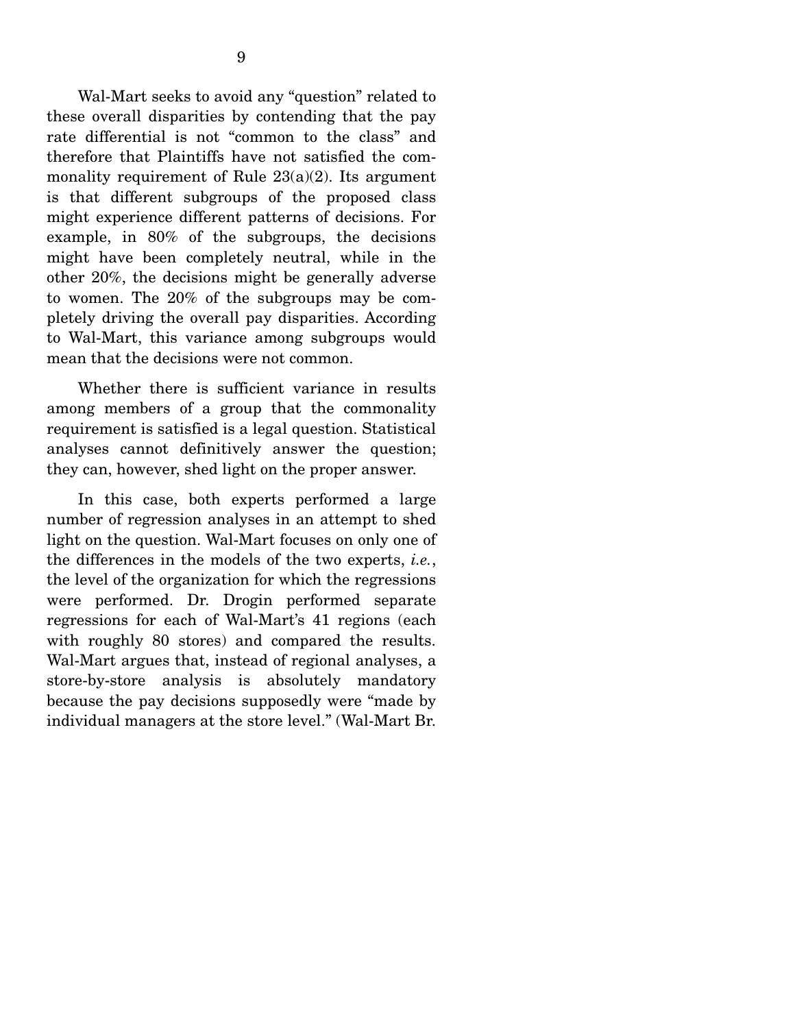Wal-Mart seeks to avoid any "question" related to these overall disparities by contending that the pay rate differential is not "common to the class" and therefore that Plaintiffs have not satisfied the commonality requirement of Rule 23(a)(2). Its argument is that different subgroups of the proposed class might experience different patterns of decisions. For example, in 80% of the subgroups, the decisions might have been completely neutral, while in the other 20%, the decisions might be generally adverse to women. The 20% of the subgroups may be completely driving the overall pay disparities. According to Wal-Mart, this variance among subgroups would mean that the decisions were not common.

Whether there is sufficient variance in results among members of a group that the commonality requirement is satisfied is a legal question. Statistical analyses cannot definitively answer the question; they can, however, shed light on the proper answer.

In this case, both experts performed a large number of regression analyses in an attempt to shed light on the question. Wal-Mart focuses on only one of the differences in the models of the two experts, *i.e.*, the level of the organization for which the regressions were performed. Dr. Drogin performed separate regressions for each of Wal-Mart's 41 regions (each with roughly 80 stores) and compared the results. Wal-Mart argues that, instead of regional analyses, a store-by-store analysis is absolutely mandatory because the pay decisions supposedly were "made by individual managers at the store level." (Wal-Mart Br.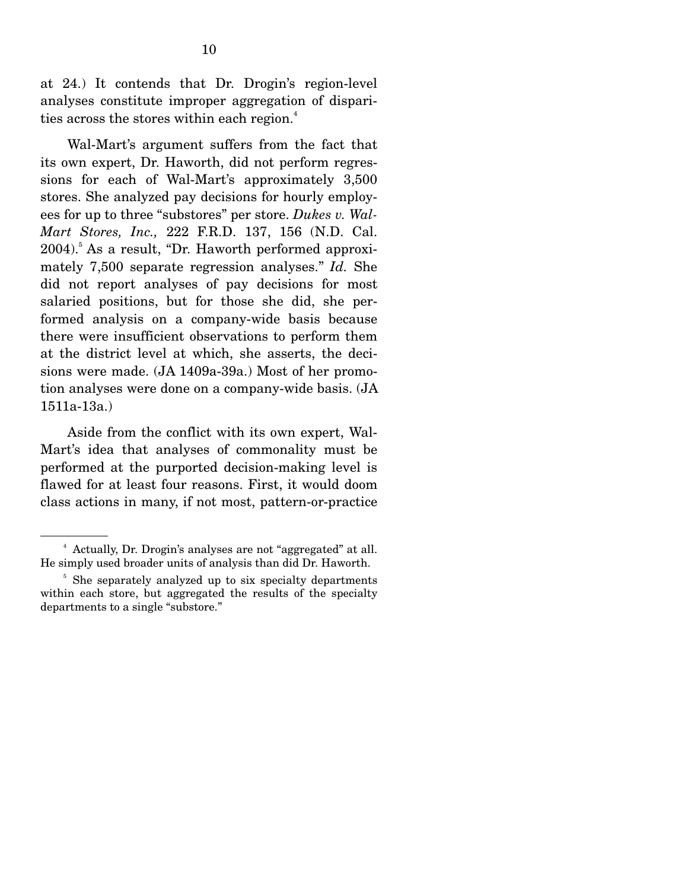at 24.) It contends that Dr. Drogin's region-level analyses constitute improper aggregation of disparities across the stores within each region.[4]

Wal-Mart's argument suffers from the fact that its own expert, Dr. Haworth, did not perform regressions for each of Wal-Mart's approximately 3,500 stores. She analyzed pay decisions for hourly employees for up to three "substores" per store. *Dukes v. Wal-Mart Stores, Inc.,* 222 F.R.D. 137, 156 (N.D. Cal. 2004).[5] As a result, "Dr. Haworth performed approximately 7,500 separate regression analyses." *Id.* She did not report analyses of pay decisions for most salaried positions, but for those she did, she performed analysis on a company-wide basis because there were insufficient observations to perform them at the district level at which, she asserts, the decisions were made. (JA 1409a-39a.) Most of her promotion analyses were done on a company-wide basis. (JA 1511a-13a.)

Aside from the conflict with its own expert, Wal-Mart's idea that analyses of commonality must be performed at the purported decision-making level is flawed for at least four reasons. First, it would doom class actions in many, if not most, pattern-or-practice

---

[4] Actually, Dr. Drogin's analyses are not "aggregated" at all. He simply used broader units of analysis than did Dr. Haworth.

[5] She separately analyzed up to six specialty departments within each store, but aggregated the results of the specialty departments to a single "substore."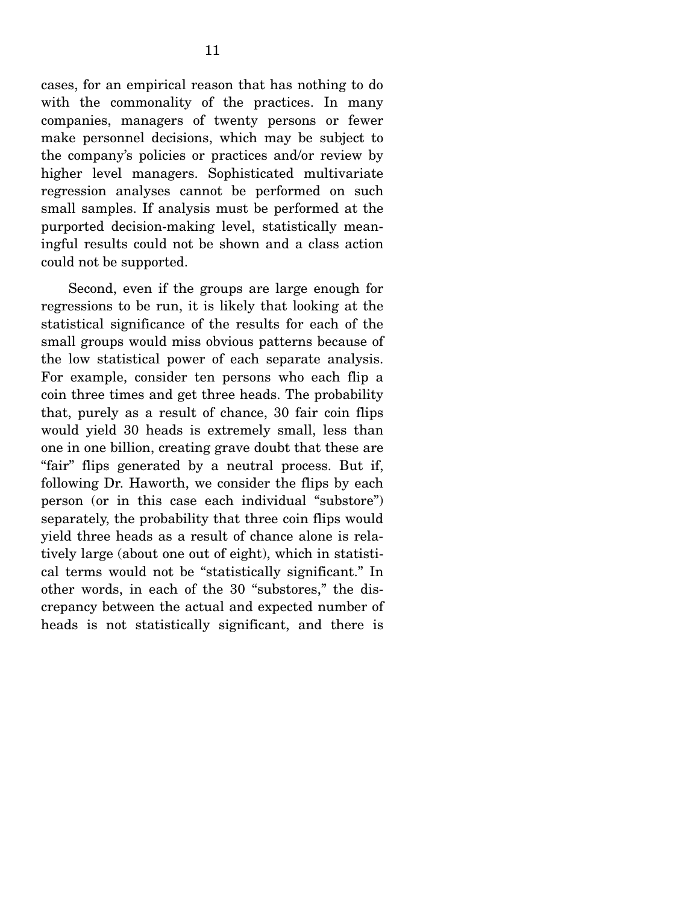cases, for an empirical reason that has nothing to do with the commonality of the practices. In many companies, managers of twenty persons or fewer make personnel decisions, which may be subject to the company's policies or practices and/or review by higher level managers. Sophisticated multivariate regression analyses cannot be performed on such small samples. If analysis must be performed at the purported decision-making level, statistically meaningful results could not be shown and a class action could not be supported.

Second, even if the groups are large enough for regressions to be run, it is likely that looking at the statistical significance of the results for each of the small groups would miss obvious patterns because of the low statistical power of each separate analysis. For example, consider ten persons who each flip a coin three times and get three heads. The probability that, purely as a result of chance, 30 fair coin flips would yield 30 heads is extremely small, less than one in one billion, creating grave doubt that these are "fair" flips generated by a neutral process. But if, following Dr. Haworth, we consider the flips by each person (or in this case each individual "substore") separately, the probability that three coin flips would yield three heads as a result of chance alone is relatively large (about one out of eight), which in statistical terms would not be "statistically significant." In other words, in each of the 30 "substores," the discrepancy between the actual and expected number of heads is not statistically significant, and there is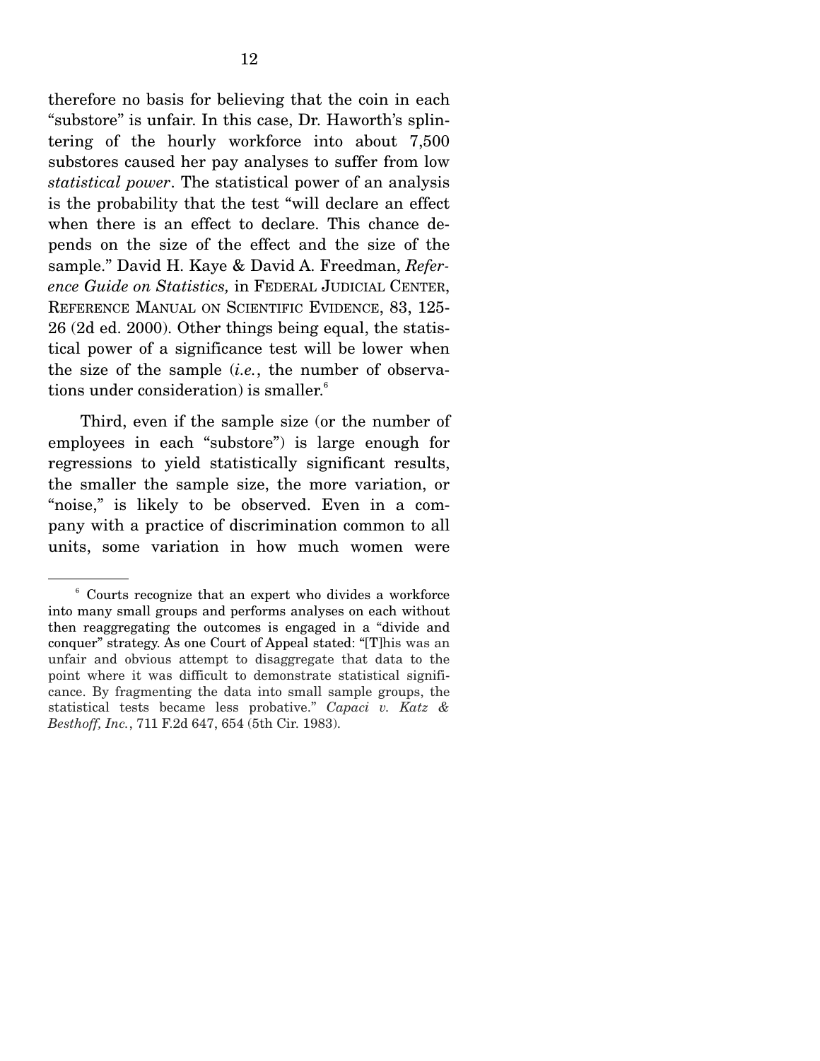therefore no basis for believing that the coin in each "substore" is unfair. In this case, Dr. Haworth's splintering of the hourly workforce into about 7,500 substores caused her pay analyses to suffer from low *statistical power*. The statistical power of an analysis is the probability that the test "will declare an effect when there is an effect to declare. This chance depends on the size of the effect and the size of the sample." David H. Kaye & David A. Freedman, *Reference Guide on Statistics,* in FEDERAL JUDICIAL CENTER, REFERENCE MANUAL ON SCIENTIFIC EVIDENCE, 83, 125-26 (2d ed. 2000). Other things being equal, the statistical power of a significance test will be lower when the size of the sample (*i.e.*, the number of observations under consideration) is smaller.[6]

Third, even if the sample size (or the number of employees in each "substore") is large enough for regressions to yield statistically significant results, the smaller the sample size, the more variation, or "noise," is likely to be observed. Even in a company with a practice of discrimination common to all units, some variation in how much women were

---

[6] Courts recognize that an expert who divides a workforce into many small groups and performs analyses on each without then reaggregating the outcomes is engaged in a "divide and conquer" strategy. As one Court of Appeal stated: "[T]his was an unfair and obvious attempt to disaggregate that data to the point where it was difficult to demonstrate statistical significance. By fragmenting the data into small sample groups, the statistical tests became less probative." *Capaci v. Katz & Besthoff, Inc.*, 711 F.2d 647, 654 (5th Cir. 1983).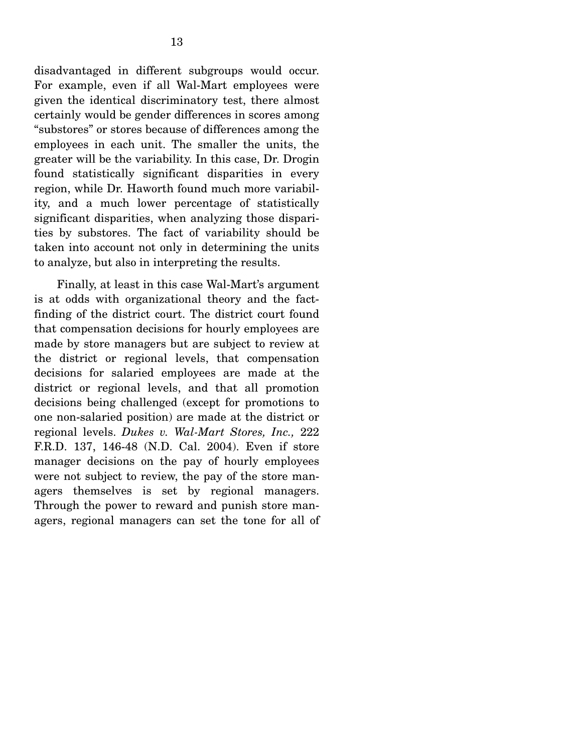disadvantaged in different subgroups would occur. For example, even if all Wal-Mart employees were given the identical discriminatory test, there almost certainly would be gender differences in scores among "substores" or stores because of differences among the employees in each unit. The smaller the units, the greater will be the variability. In this case, Dr. Drogin found statistically significant disparities in every region, while Dr. Haworth found much more variability, and a much lower percentage of statistically significant disparities, when analyzing those disparities by substores. The fact of variability should be taken into account not only in determining the units to analyze, but also in interpreting the results.

Finally, at least in this case Wal-Mart's argument is at odds with organizational theory and the fact-finding of the district court. The district court found that compensation decisions for hourly employees are made by store managers but are subject to review at the district or regional levels, that compensation decisions for salaried employees are made at the district or regional levels, and that all promotion decisions being challenged (except for promotions to one non-salaried position) are made at the district or regional levels. *Dukes v. Wal-Mart Stores, Inc.,* 222 F.R.D. 137, 146-48 (N.D. Cal. 2004). Even if store manager decisions on the pay of hourly employees were not subject to review, the pay of the store managers themselves is set by regional managers. Through the power to reward and punish store managers, regional managers can set the tone for all of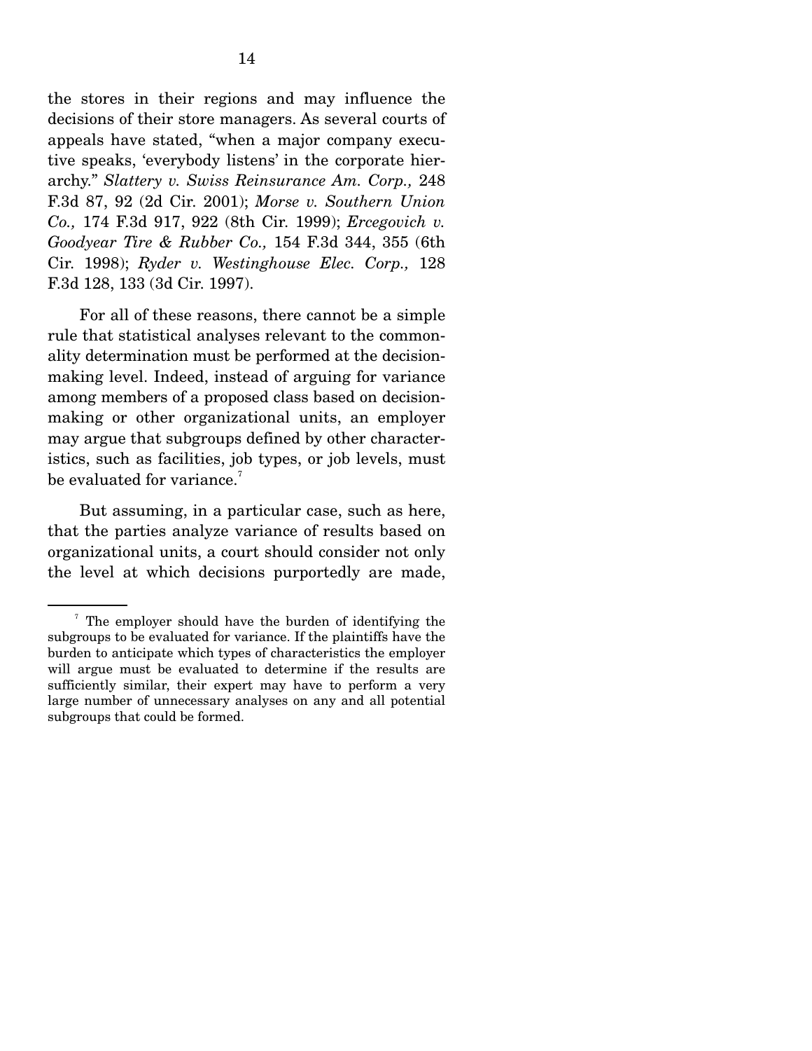the stores in their regions and may influence the decisions of their store managers. As several courts of appeals have stated, "when a major company executive speaks, 'everybody listens' in the corporate hierarchy." *Slattery v. Swiss Reinsurance Am. Corp.,* 248 F.3d 87, 92 (2d Cir. 2001); *Morse v. Southern Union Co.,* 174 F.3d 917, 922 (8th Cir. 1999); *Ercegovich v. Goodyear Tire & Rubber Co.,* 154 F.3d 344, 355 (6th Cir. 1998); *Ryder v. Westinghouse Elec. Corp.,* 128 F.3d 128, 133 (3d Cir. 1997).

For all of these reasons, there cannot be a simple rule that statistical analyses relevant to the commonality determination must be performed at the decision-making level. Indeed, instead of arguing for variance among members of a proposed class based on decision-making or other organizational units, an employer may argue that subgroups defined by other characteristics, such as facilities, job types, or job levels, must be evaluated for variance.[7]

But assuming, in a particular case, such as here, that the parties analyze variance of results based on organizational units, a court should consider not only the level at which decisions purportedly are made,

---

[7] The employer should have the burden of identifying the subgroups to be evaluated for variance. If the plaintiffs have the burden to anticipate which types of characteristics the employer will argue must be evaluated to determine if the results are sufficiently similar, their expert may have to perform a very large number of unnecessary analyses on any and all potential subgroups that could be formed.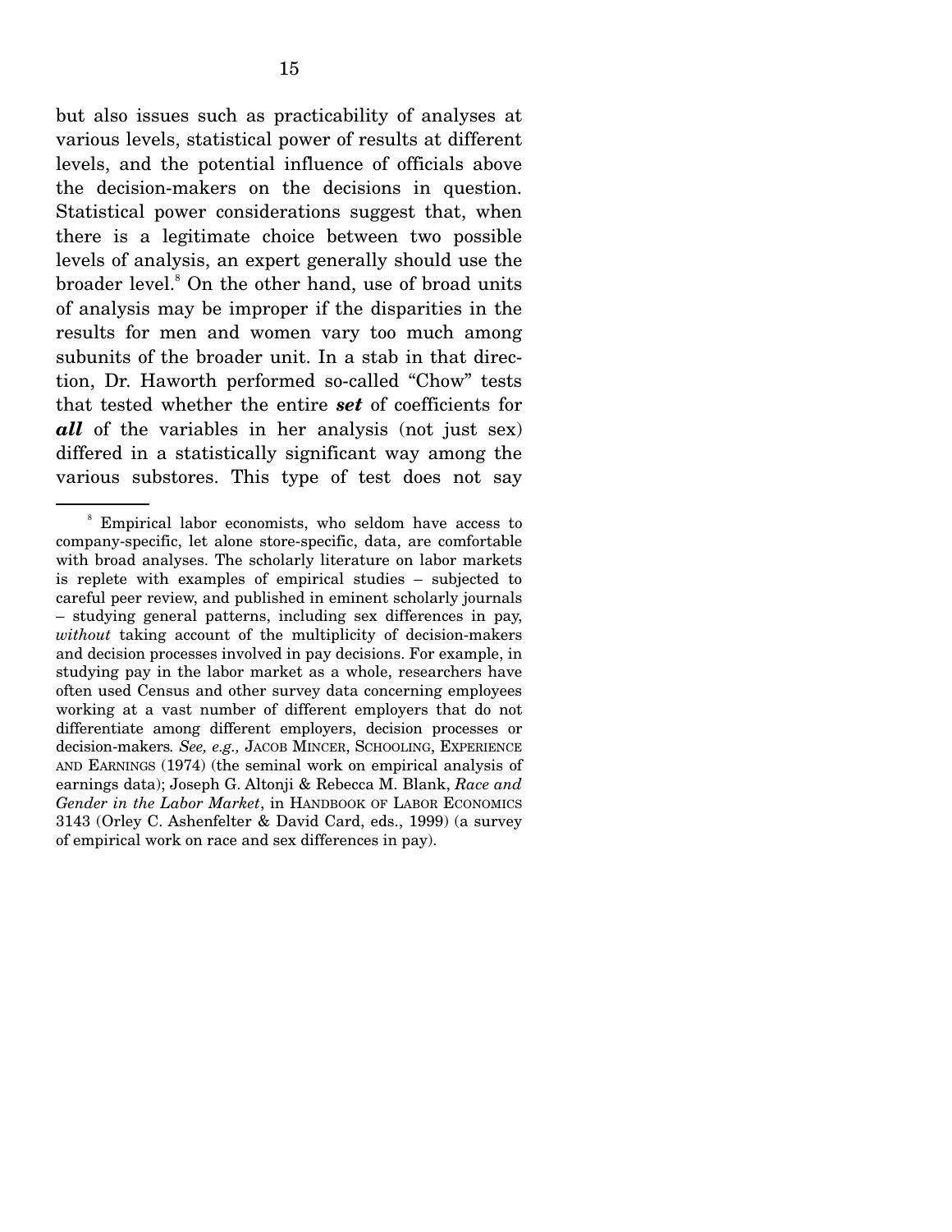but also issues such as practicability of analyses at various levels, statistical power of results at different levels, and the potential influence of officials above the decision-makers on the decisions in question. Statistical power considerations suggest that, when there is a legitimate choice between two possible levels of analysis, an expert generally should use the broader level.[8] On the other hand, use of broad units of analysis may be improper if the disparities in the results for men and women vary too much among subunits of the broader unit. In a stab in that direction, Dr. Haworth performed so-called "Chow" tests that tested whether the entire ***set*** of coefficients for ***all*** of the variables in her analysis (not just sex) differed in a statistically significant way among the various substores. This type of test does not say

---

[8] Empirical labor economists, who seldom have access to company-specific, let alone store-specific, data, are comfortable with broad analyses. The scholarly literature on labor markets is replete with examples of empirical studies – subjected to careful peer review, and published in eminent scholarly journals – studying general patterns, including sex differences in pay, *without* taking account of the multiplicity of decision-makers and decision processes involved in pay decisions. For example, in studying pay in the labor market as a whole, researchers have often used Census and other survey data concerning employees working at a vast number of different employers that do not differentiate among different employers, decision processes or decision-makers. *See, e.g.,* JACOB MINCER, SCHOOLING, EXPERIENCE AND EARNINGS (1974) (the seminal work on empirical analysis of earnings data); Joseph G. Altonji & Rebecca M. Blank, *Race and Gender in the Labor Market*, in HANDBOOK OF LABOR ECONOMICS 3143 (Orley C. Ashenfelter & David Card, eds., 1999) (a survey of empirical work on race and sex differences in pay).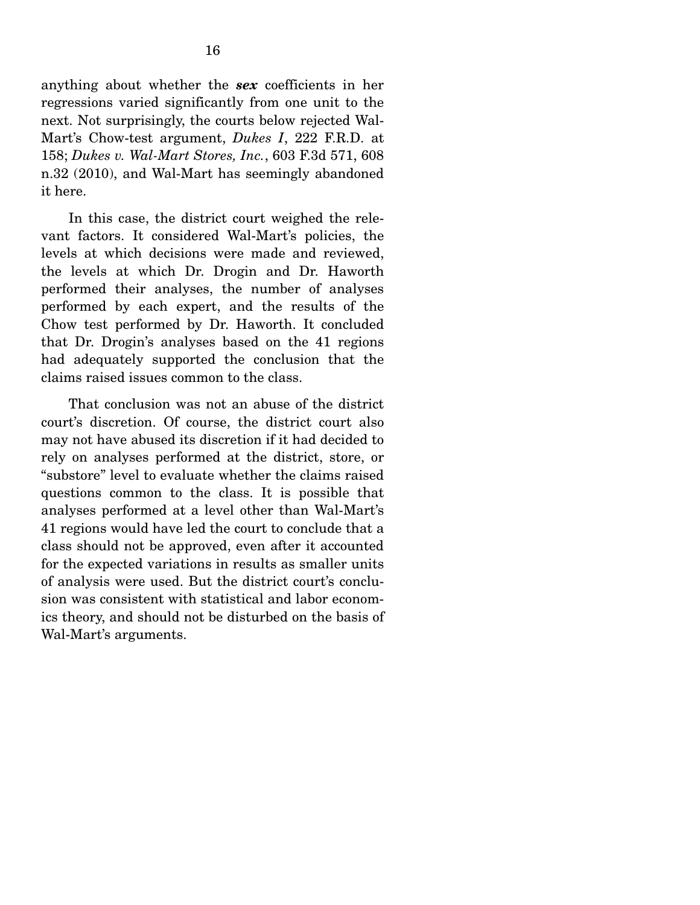anything about whether the ***sex*** coefficients in her regressions varied significantly from one unit to the next. Not surprisingly, the courts below rejected Wal-Mart's Chow-test argument, *Dukes I*, 222 F.R.D. at 158; *Dukes v. Wal-Mart Stores, Inc.*, 603 F.3d 571, 608 n.32 (2010), and Wal-Mart has seemingly abandoned it here.

In this case, the district court weighed the relevant factors. It considered Wal-Mart's policies, the levels at which decisions were made and reviewed, the levels at which Dr. Drogin and Dr. Haworth performed their analyses, the number of analyses performed by each expert, and the results of the Chow test performed by Dr. Haworth. It concluded that Dr. Drogin's analyses based on the 41 regions had adequately supported the conclusion that the claims raised issues common to the class.

That conclusion was not an abuse of the district court's discretion. Of course, the district court also may not have abused its discretion if it had decided to rely on analyses performed at the district, store, or "substore" level to evaluate whether the claims raised questions common to the class. It is possible that analyses performed at a level other than Wal-Mart's 41 regions would have led the court to conclude that a class should not be approved, even after it accounted for the expected variations in results as smaller units of analysis were used. But the district court's conclusion was consistent with statistical and labor economics theory, and should not be disturbed on the basis of Wal-Mart's arguments.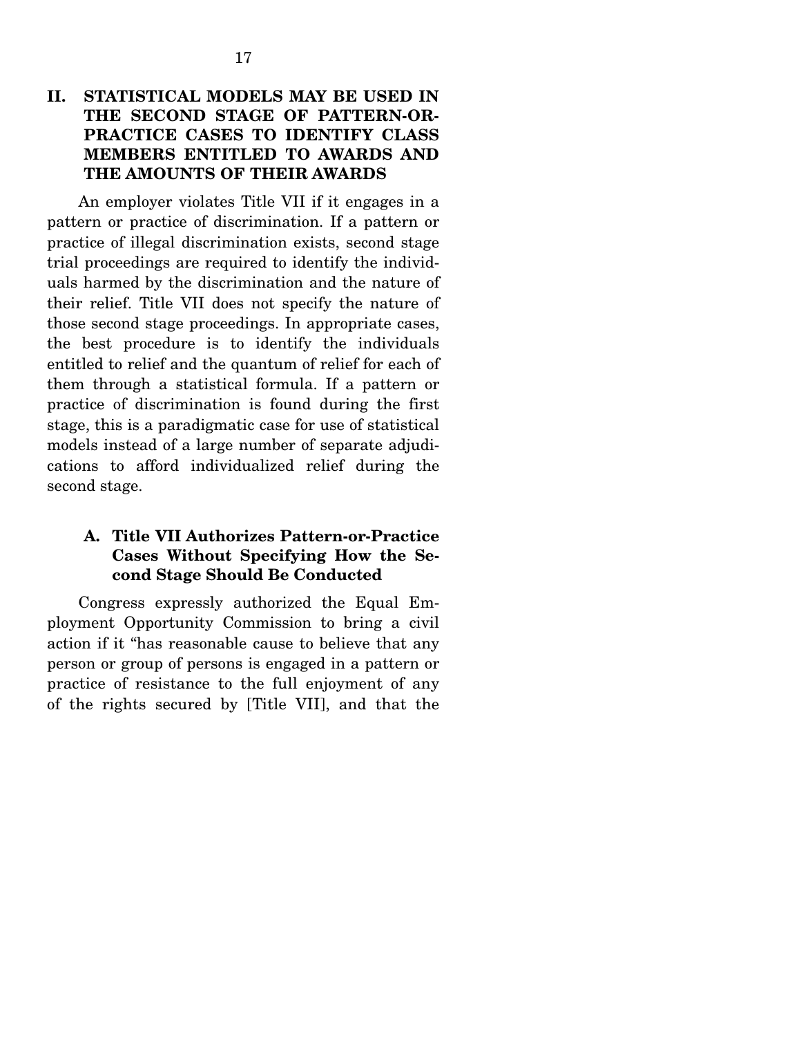## II. STATISTICAL MODELS MAY BE USED IN THE SECOND STAGE OF PATTERN-OR-PRACTICE CASES TO IDENTIFY CLASS MEMBERS ENTITLED TO AWARDS AND THE AMOUNTS OF THEIR AWARDS

An employer violates Title VII if it engages in a pattern or practice of discrimination. If a pattern or practice of illegal discrimination exists, second stage trial proceedings are required to identify the individuals harmed by the discrimination and the nature of their relief. Title VII does not specify the nature of those second stage proceedings. In appropriate cases, the best procedure is to identify the individuals entitled to relief and the quantum of relief for each of them through a statistical formula. If a pattern or practice of discrimination is found during the first stage, this is a paradigmatic case for use of statistical models instead of a large number of separate adjudications to afford individualized relief during the second stage.

### A. Title VII Authorizes Pattern-or-Practice Cases Without Specifying How the Second Stage Should Be Conducted

Congress expressly authorized the Equal Employment Opportunity Commission to bring a civil action if it "has reasonable cause to believe that any person or group of persons is engaged in a pattern or practice of resistance to the full enjoyment of any of the rights secured by [Title VII], and that the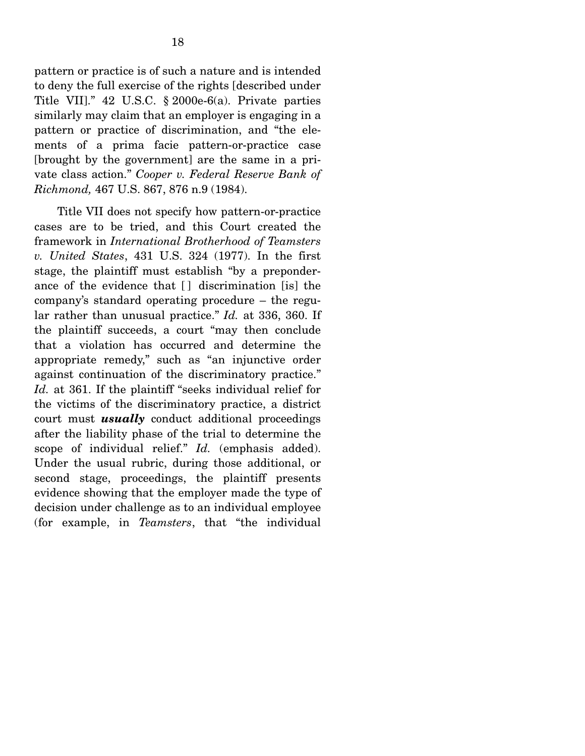pattern or practice is of such a nature and is intended to deny the full exercise of the rights [described under Title VII]." 42 U.S.C. § 2000e-6(a). Private parties similarly may claim that an employer is engaging in a pattern or practice of discrimination, and "the elements of a prima facie pattern-or-practice case [brought by the government] are the same in a private class action." *Cooper v. Federal Reserve Bank of Richmond,* 467 U.S. 867, 876 n.9 (1984).

Title VII does not specify how pattern-or-practice cases are to be tried, and this Court created the framework in *International Brotherhood of Teamsters v. United States*, 431 U.S. 324 (1977). In the first stage, the plaintiff must establish "by a preponderance of the evidence that [ ] discrimination [is] the company's standard operating procedure – the regular rather than unusual practice." *Id.* at 336, 360. If the plaintiff succeeds, a court "may then conclude that a violation has occurred and determine the appropriate remedy," such as "an injunctive order against continuation of the discriminatory practice." *Id.* at 361. If the plaintiff "seeks individual relief for the victims of the discriminatory practice, a district court must ***usually*** conduct additional proceedings after the liability phase of the trial to determine the scope of individual relief." *Id.* (emphasis added). Under the usual rubric, during those additional, or second stage, proceedings, the plaintiff presents evidence showing that the employer made the type of decision under challenge as to an individual employee (for example, in *Teamsters*, that "the individual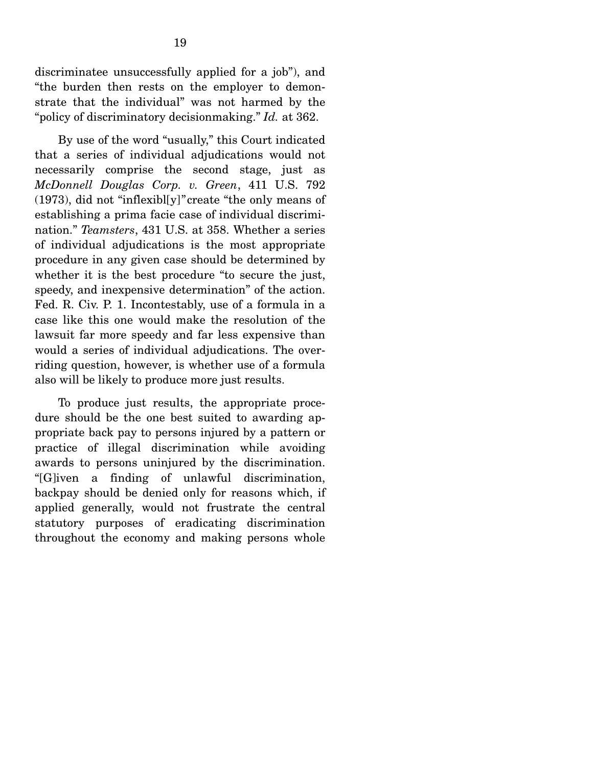discriminatee unsuccessfully applied for a job"), and "the burden then rests on the employer to demonstrate that the individual" was not harmed by the "policy of discriminatory decisionmaking." *Id.* at 362.

By use of the word "usually," this Court indicated that a series of individual adjudications would not necessarily comprise the second stage, just as *McDonnell Douglas Corp. v. Green*, 411 U.S. 792 (1973), did not "inflexibl[y]" create "the only means of establishing a prima facie case of individual discrimination." *Teamsters*, 431 U.S. at 358. Whether a series of individual adjudications is the most appropriate procedure in any given case should be determined by whether it is the best procedure "to secure the just, speedy, and inexpensive determination" of the action. Fed. R. Civ. P. 1. Incontestably, use of a formula in a case like this one would make the resolution of the lawsuit far more speedy and far less expensive than would a series of individual adjudications. The overriding question, however, is whether use of a formula also will be likely to produce more just results.

To produce just results, the appropriate procedure should be the one best suited to awarding appropriate back pay to persons injured by a pattern or practice of illegal discrimination while avoiding awards to persons uninjured by the discrimination. "[G]iven a finding of unlawful discrimination, backpay should be denied only for reasons which, if applied generally, would not frustrate the central statutory purposes of eradicating discrimination throughout the economy and making persons whole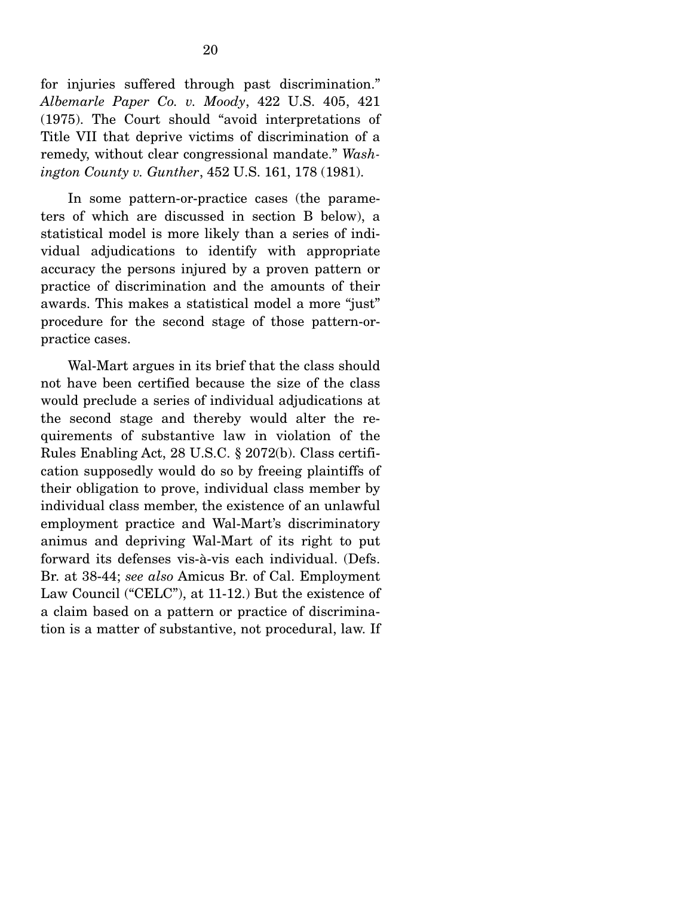for injuries suffered through past discrimination." *Albemarle Paper Co. v. Moody*, 422 U.S. 405, 421 (1975). The Court should "avoid interpretations of Title VII that deprive victims of discrimination of a remedy, without clear congressional mandate." *Washington County v. Gunther*, 452 U.S. 161, 178 (1981).

In some pattern-or-practice cases (the parameters of which are discussed in section B below), a statistical model is more likely than a series of individual adjudications to identify with appropriate accuracy the persons injured by a proven pattern or practice of discrimination and the amounts of their awards. This makes a statistical model a more "just" procedure for the second stage of those pattern-or-practice cases.

Wal-Mart argues in its brief that the class should not have been certified because the size of the class would preclude a series of individual adjudications at the second stage and thereby would alter the requirements of substantive law in violation of the Rules Enabling Act, 28 U.S.C. § 2072(b). Class certification supposedly would do so by freeing plaintiffs of their obligation to prove, individual class member by individual class member, the existence of an unlawful employment practice and Wal-Mart's discriminatory animus and depriving Wal-Mart of its right to put forward its defenses vis-à-vis each individual. (Defs. Br. at 38-44; *see also* Amicus Br. of Cal. Employment Law Council ("CELC"), at 11-12.) But the existence of a claim based on a pattern or practice of discrimination is a matter of substantive, not procedural, law. If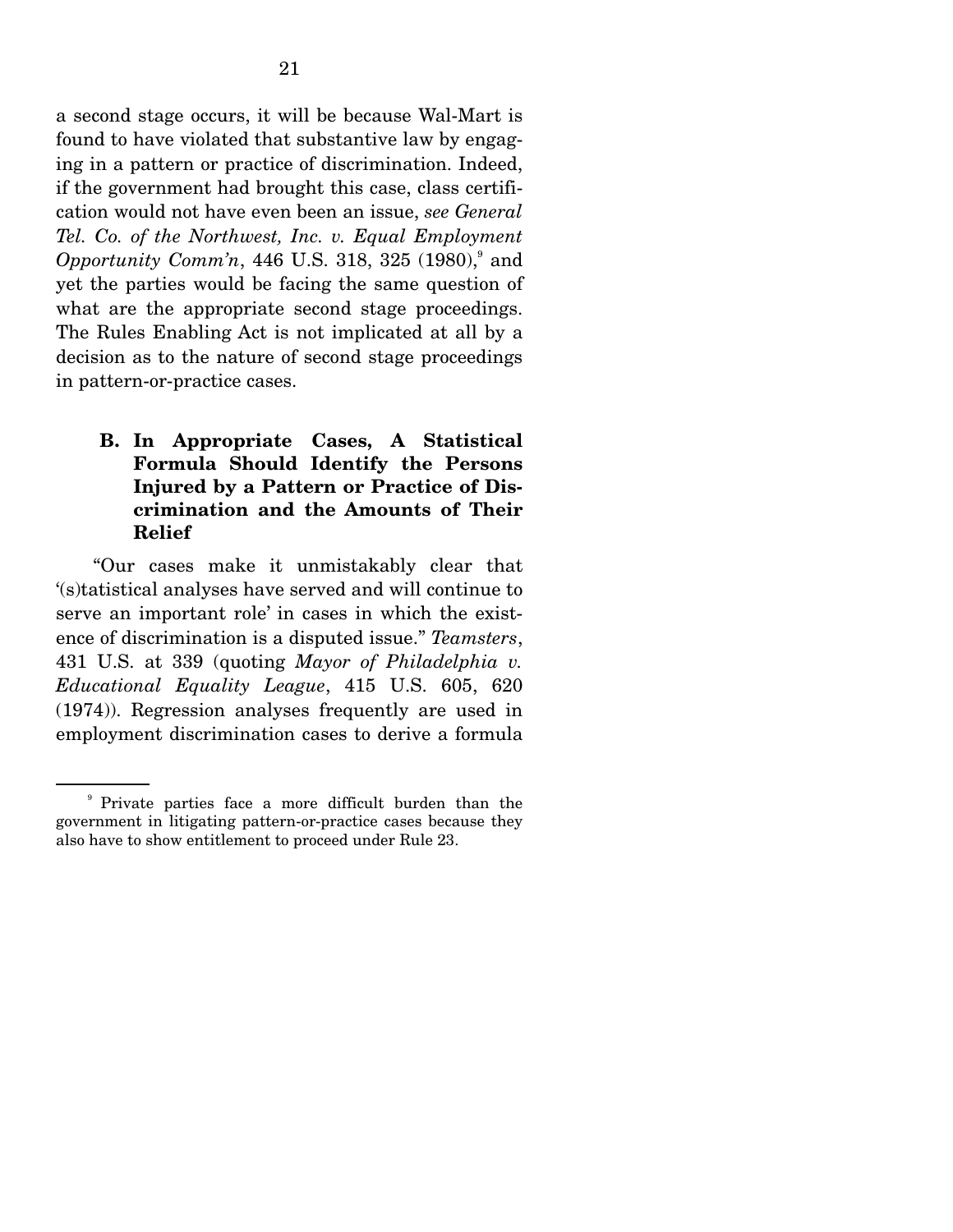a second stage occurs, it will be because Wal-Mart is found to have violated that substantive law by engaging in a pattern or practice of discrimination. Indeed, if the government had brought this case, class certification would not have even been an issue, *see General Tel. Co. of the Northwest, Inc. v. Equal Employment Opportunity Comm'n*, 446 U.S. 318, 325 (1980),[9] and yet the parties would be facing the same question of what are the appropriate second stage proceedings. The Rules Enabling Act is not implicated at all by a decision as to the nature of second stage proceedings in pattern-or-practice cases.

### B. In Appropriate Cases, A Statistical Formula Should Identify the Persons Injured by a Pattern or Practice of Discrimination and the Amounts of Their Relief

"Our cases make it unmistakably clear that '(s)tatistical analyses have served and will continue to serve an important role' in cases in which the existence of discrimination is a disputed issue." *Teamsters*, 431 U.S. at 339 (quoting *Mayor of Philadelphia v. Educational Equality League*, 415 U.S. 605, 620 (1974)). Regression analyses frequently are used in employment discrimination cases to derive a formula

---

[9] Private parties face a more difficult burden than the government in litigating pattern-or-practice cases because they also have to show entitlement to proceed under Rule 23.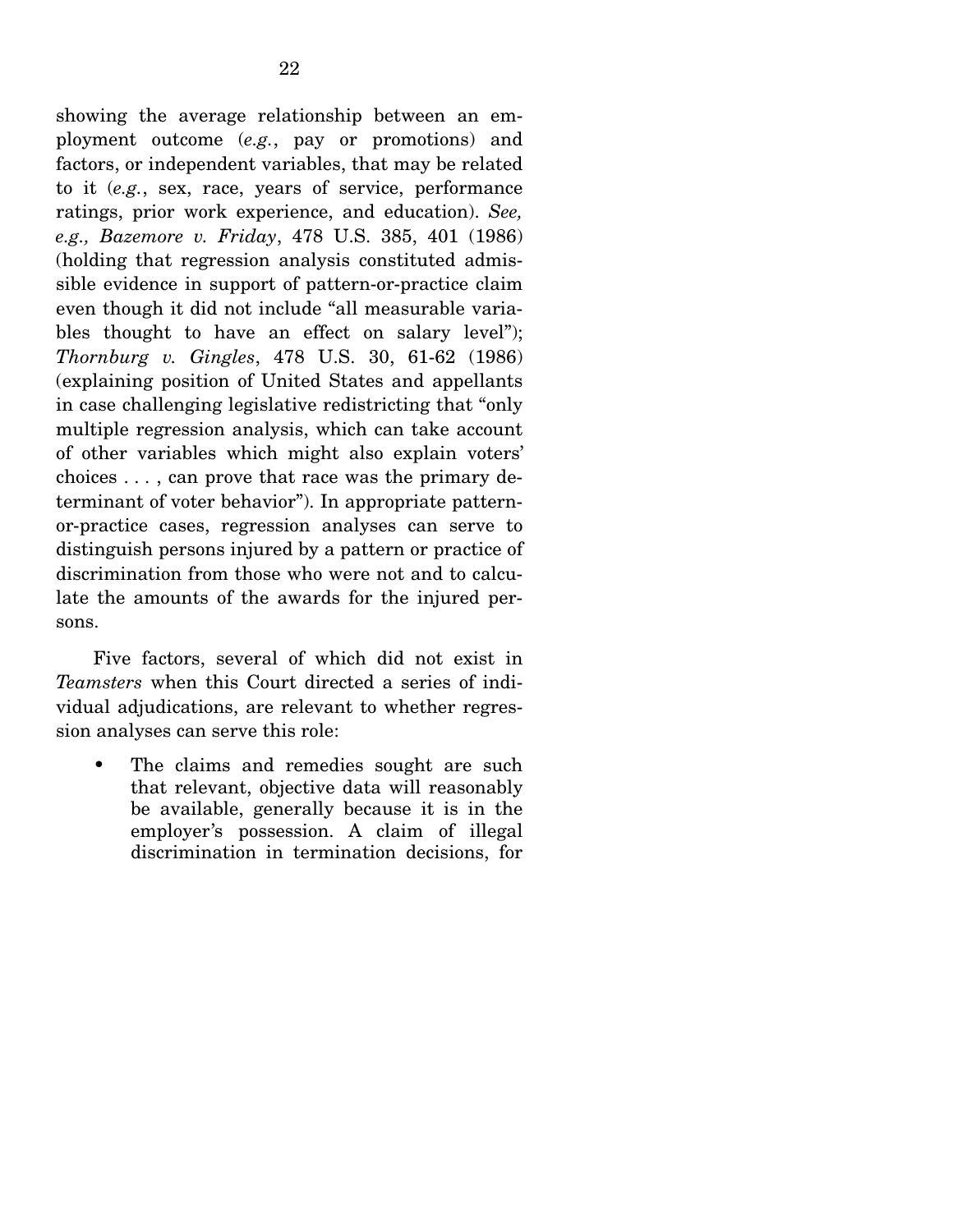showing the average relationship between an employment outcome (*e.g.*, pay or promotions) and factors, or independent variables, that may be related to it (*e.g.*, sex, race, years of service, performance ratings, prior work experience, and education). *See, e.g., Bazemore v. Friday*, 478 U.S. 385, 401 (1986) (holding that regression analysis constituted admissible evidence in support of pattern-or-practice claim even though it did not include "all measurable variables thought to have an effect on salary level"); *Thornburg v. Gingles*, 478 U.S. 30, 61-62 (1986) (explaining position of United States and appellants in case challenging legislative redistricting that "only multiple regression analysis, which can take account of other variables which might also explain voters' choices . . . , can prove that race was the primary determinant of voter behavior"). In appropriate pattern-or-practice cases, regression analyses can serve to distinguish persons injured by a pattern or practice of discrimination from those who were not and to calculate the amounts of the awards for the injured persons.

Five factors, several of which did not exist in *Teamsters* when this Court directed a series of individual adjudications, are relevant to whether regression analyses can serve this role:

- The claims and remedies sought are such that relevant, objective data will reasonably be available, generally because it is in the employer's possession. A claim of illegal discrimination in termination decisions, for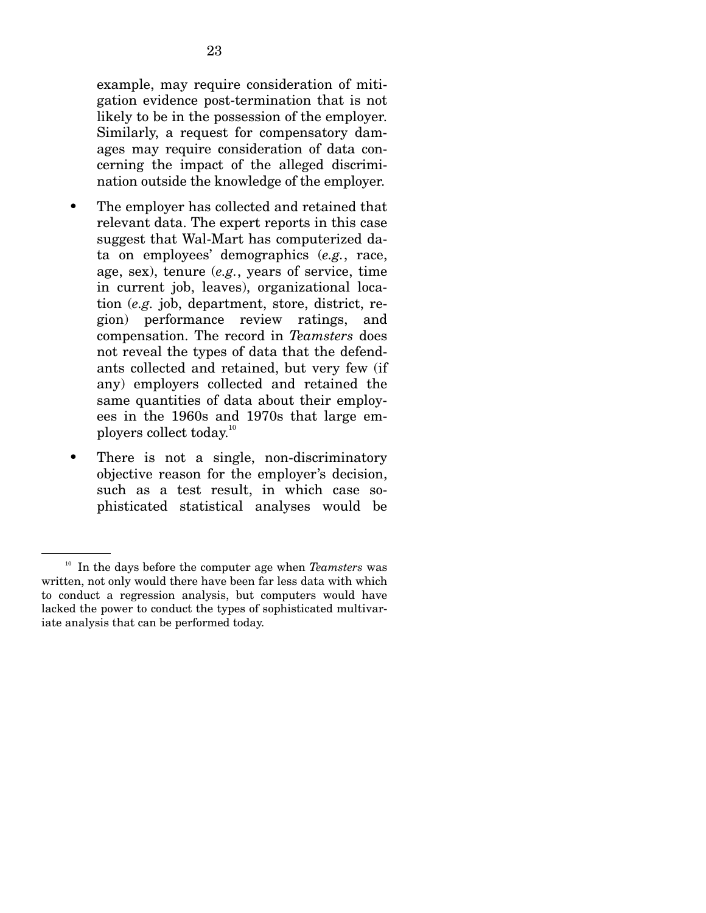example, may require consideration of mitigation evidence post-termination that is not likely to be in the possession of the employer. Similarly, a request for compensatory damages may require consideration of data concerning the impact of the alleged discrimination outside the knowledge of the employer.

- The employer has collected and retained that relevant data. The expert reports in this case suggest that Wal-Mart has computerized data on employees' demographics (*e.g.*, race, age, sex), tenure (*e.g.*, years of service, time in current job, leaves), organizational location (*e.g.* job, department, store, district, region) performance review ratings, and compensation. The record in *Teamsters* does not reveal the types of data that the defendants collected and retained, but very few (if any) employers collected and retained the same quantities of data about their employees in the 1960s and 1970s that large employers collect today.[10]

- There is not a single, non-discriminatory objective reason for the employer's decision, such as a test result, in which case sophisticated statistical analyses would be

---

[10] In the days before the computer age when *Teamsters* was written, not only would there have been far less data with which to conduct a regression analysis, but computers would have lacked the power to conduct the types of sophisticated multivariate analysis that can be performed today.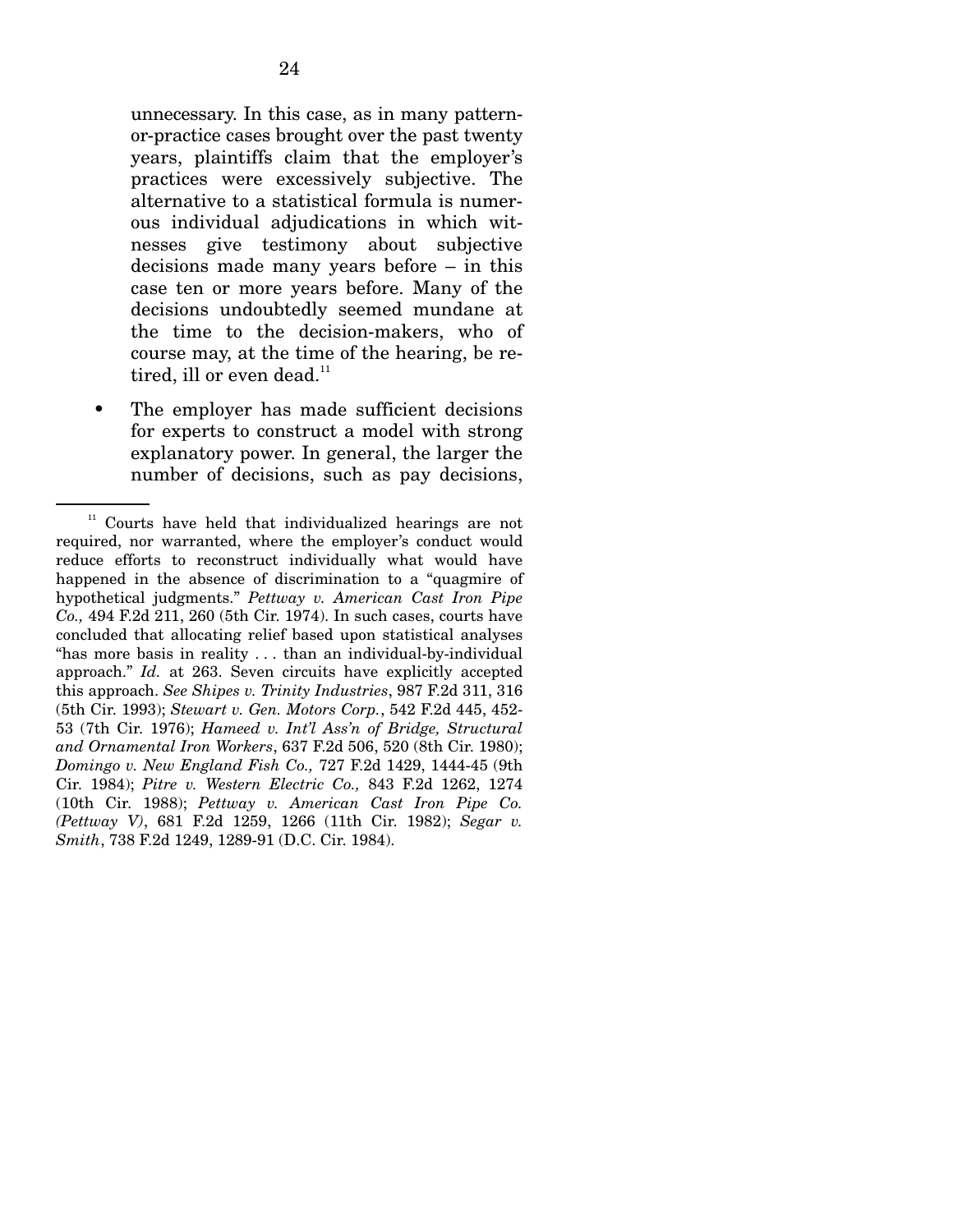unnecessary. In this case, as in many pattern-or-practice cases brought over the past twenty years, plaintiffs claim that the employer's practices were excessively subjective. The alternative to a statistical formula is numerous individual adjudications in which witnesses give testimony about subjective decisions made many years before – in this case ten or more years before. Many of the decisions undoubtedly seemed mundane at the time to the decision-makers, who of course may, at the time of the hearing, be retired, ill or even dead.[11]

- The employer has made sufficient decisions for experts to construct a model with strong explanatory power. In general, the larger the number of decisions, such as pay decisions,

---

[11] Courts have held that individualized hearings are not required, nor warranted, where the employer's conduct would reduce efforts to reconstruct individually what would have happened in the absence of discrimination to a "quagmire of hypothetical judgments." *Pettway v. American Cast Iron Pipe Co.,* 494 F.2d 211, 260 (5th Cir. 1974). In such cases, courts have concluded that allocating relief based upon statistical analyses "has more basis in reality . . . than an individual-by-individual approach." *Id.* at 263. Seven circuits have explicitly accepted this approach. *See Shipes v. Trinity Industries*, 987 F.2d 311, 316 (5th Cir. 1993); *Stewart v. Gen. Motors Corp.*, 542 F.2d 445, 452-53 (7th Cir. 1976); *Hameed v. Int'l Ass'n of Bridge, Structural and Ornamental Iron Workers*, 637 F.2d 506, 520 (8th Cir. 1980); *Domingo v. New England Fish Co.,* 727 F.2d 1429, 1444-45 (9th Cir. 1984); *Pitre v. Western Electric Co.,* 843 F.2d 1262, 1274 (10th Cir. 1988); *Pettway v. American Cast Iron Pipe Co. (Pettway V)*, 681 F.2d 1259, 1266 (11th Cir. 1982); *Segar v. Smith*, 738 F.2d 1249, 1289-91 (D.C. Cir. 1984).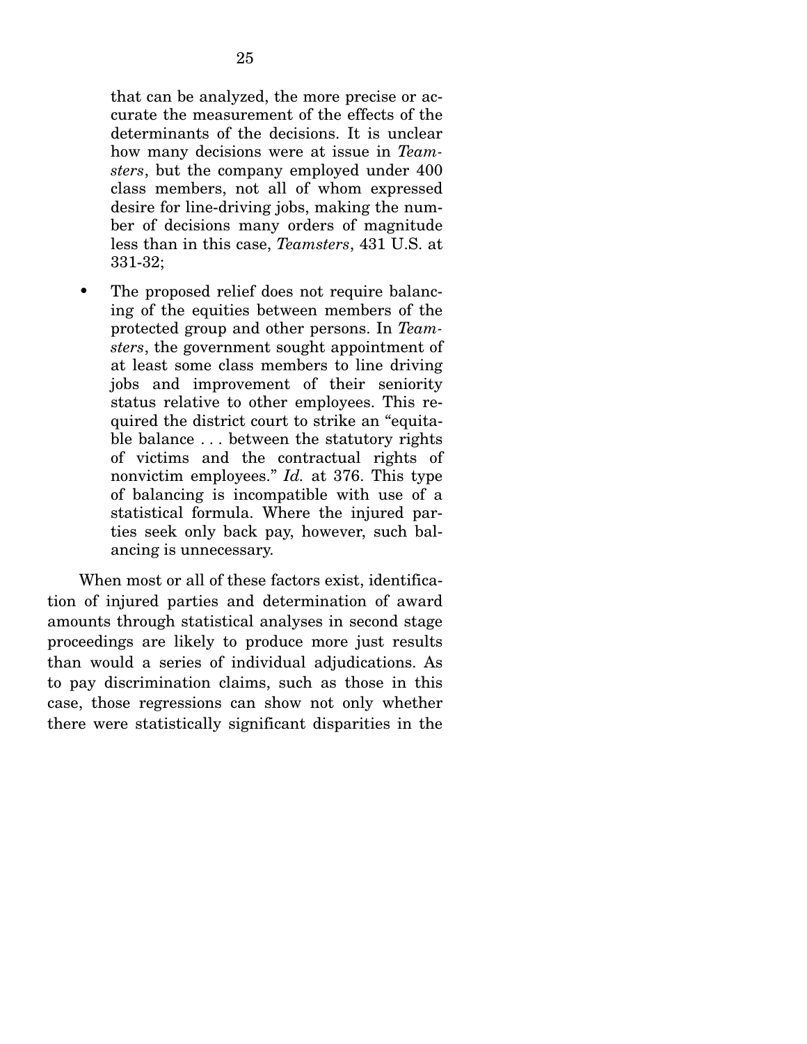that can be analyzed, the more precise or accurate the measurement of the effects of the determinants of the decisions. It is unclear how many decisions were at issue in *Teamsters*, but the company employed under 400 class members, not all of whom expressed desire for line-driving jobs, making the number of decisions many orders of magnitude less than in this case, *Teamsters*, 431 U.S. at 331-32;

- The proposed relief does not require balancing of the equities between members of the protected group and other persons. In *Teamsters*, the government sought appointment of at least some class members to line driving jobs and improvement of their seniority status relative to other employees. This required the district court to strike an "equitable balance . . . between the statutory rights of victims and the contractual rights of nonvictim employees." *Id.* at 376. This type of balancing is incompatible with use of a statistical formula. Where the injured parties seek only back pay, however, such balancing is unnecessary.

When most or all of these factors exist, identification of injured parties and determination of award amounts through statistical analyses in second stage proceedings are likely to produce more just results than would a series of individual adjudications. As to pay discrimination claims, such as those in this case, those regressions can show not only whether there were statistically significant disparities in the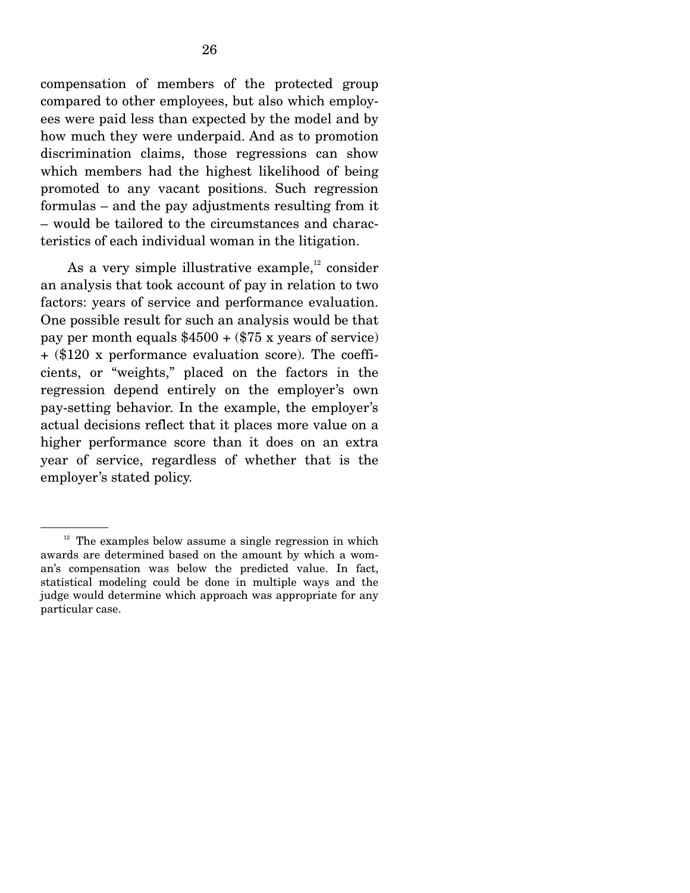compensation of members of the protected group compared to other employees, but also which employees were paid less than expected by the model and by how much they were underpaid. And as to promotion discrimination claims, those regressions can show which members had the highest likelihood of being promoted to any vacant positions. Such regression formulas – and the pay adjustments resulting from it – would be tailored to the circumstances and characteristics of each individual woman in the litigation.

As a very simple illustrative example,[12] consider an analysis that took account of pay in relation to two factors: years of service and performance evaluation. One possible result for such an analysis would be that pay per month equals $4500 + ($75 x years of service) + ($120 x performance evaluation score). The coefficients, or "weights," placed on the factors in the regression depend entirely on the employer's own pay-setting behavior. In the example, the employer's actual decisions reflect that it places more value on a higher performance score than it does on an extra year of service, regardless of whether that is the employer's stated policy.

---

[12] The examples below assume a single regression in which awards are determined based on the amount by which a woman's compensation was below the predicted value. In fact, statistical modeling could be done in multiple ways and the judge would determine which approach was appropriate for any particular case.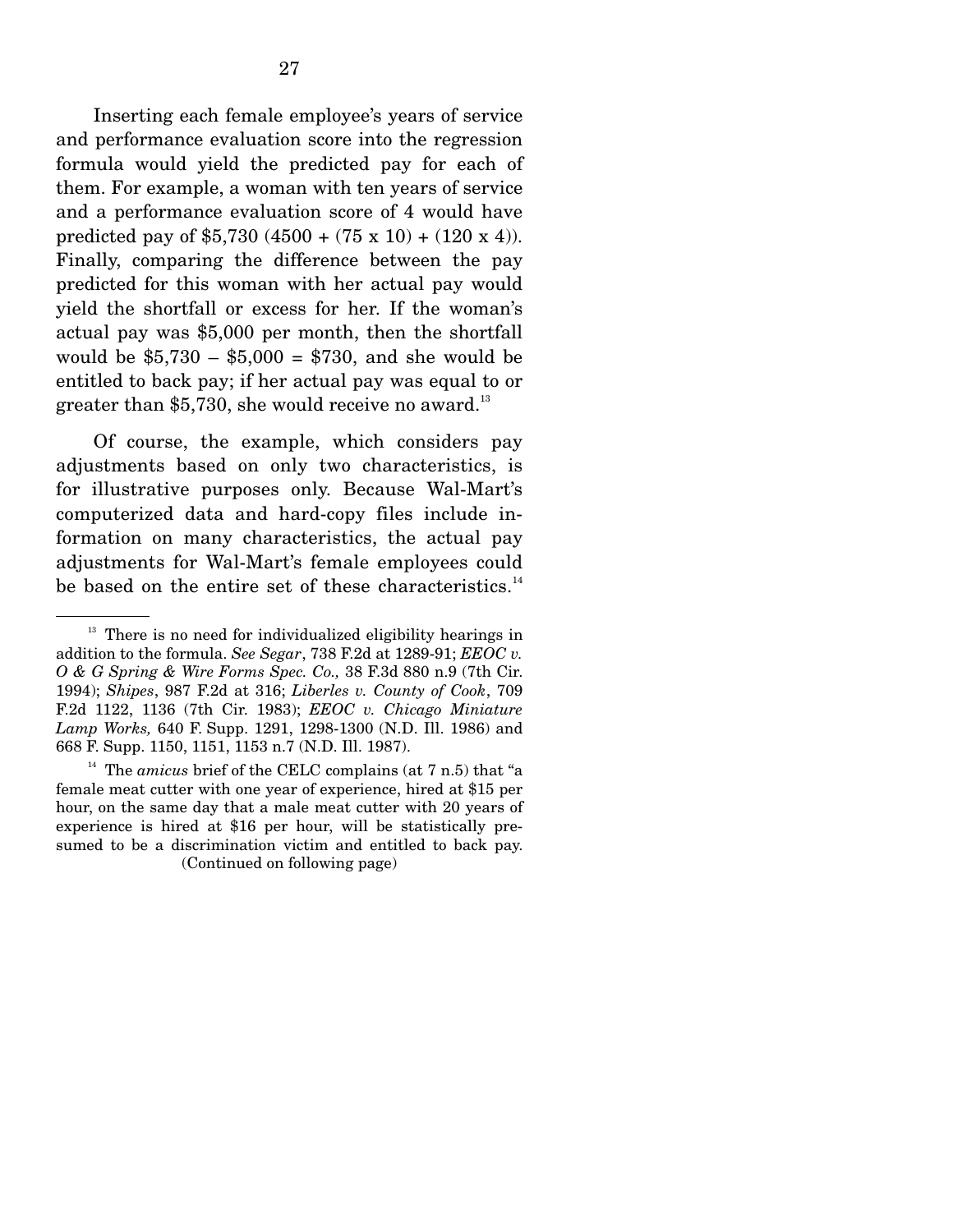Inserting each female employee's years of service and performance evaluation score into the regression formula would yield the predicted pay for each of them. For example, a woman with ten years of service and a performance evaluation score of 4 would have predicted pay of \$5,730 (4500 + (75 x 10) + (120 x 4)). Finally, comparing the difference between the pay predicted for this woman with her actual pay would yield the shortfall or excess for her. If the woman's actual pay was \$5,000 per month, then the shortfall would be \$5,730 – \$5,000 = \$730, and she would be entitled to back pay; if her actual pay was equal to or greater than \$5,730, she would receive no award.[13]

Of course, the example, which considers pay adjustments based on only two characteristics, is for illustrative purposes only. Because Wal-Mart's computerized data and hard-copy files include information on many characteristics, the actual pay adjustments for Wal-Mart's female employees could be based on the entire set of these characteristics.[14]

---

[13] There is no need for individualized eligibility hearings in addition to the formula. *See Segar*, 738 F.2d at 1289-91; *EEOC v. O & G Spring & Wire Forms Spec. Co.,* 38 F.3d 880 n.9 (7th Cir. 1994); *Shipes*, 987 F.2d at 316; *Liberles v. County of Cook*, 709 F.2d 1122, 1136 (7th Cir. 1983); *EEOC v. Chicago Miniature Lamp Works,* 640 F. Supp. 1291, 1298-1300 (N.D. Ill. 1986) and 668 F. Supp. 1150, 1151, 1153 n.7 (N.D. Ill. 1987).

[14] The *amicus* brief of the CELC complains (at 7 n.5) that "a female meat cutter with one year of experience, hired at \$15 per hour, on the same day that a male meat cutter with 20 years of experience is hired at \$16 per hour, will be statistically presumed to be a discrimination victim and entitled to back pay.

(Continued on following page)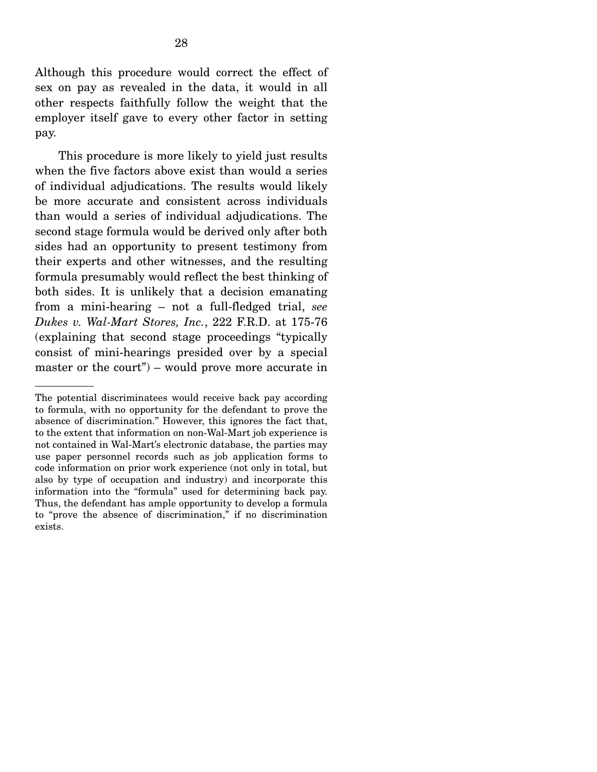Although this procedure would correct the effect of sex on pay as revealed in the data, it would in all other respects faithfully follow the weight that the employer itself gave to every other factor in setting pay.

This procedure is more likely to yield just results when the five factors above exist than would a series of individual adjudications. The results would likely be more accurate and consistent across individuals than would a series of individual adjudications. The second stage formula would be derived only after both sides had an opportunity to present testimony from their experts and other witnesses, and the resulting formula presumably would reflect the best thinking of both sides. It is unlikely that a decision emanating from a mini-hearing – not a full-fledged trial, *see Dukes v. Wal-Mart Stores, Inc.*, 222 F.R.D. at 175-76 (explaining that second stage proceedings "typically consist of mini-hearings presided over by a special master or the court") – would prove more accurate in

---

The potential discriminatees would receive back pay according to formula, with no opportunity for the defendant to prove the absence of discrimination." However, this ignores the fact that, to the extent that information on non-Wal-Mart job experience is not contained in Wal-Mart's electronic database, the parties may use paper personnel records such as job application forms to code information on prior work experience (not only in total, but also by type of occupation and industry) and incorporate this information into the "formula" used for determining back pay. Thus, the defendant has ample opportunity to develop a formula to "prove the absence of discrimination," if no discrimination exists.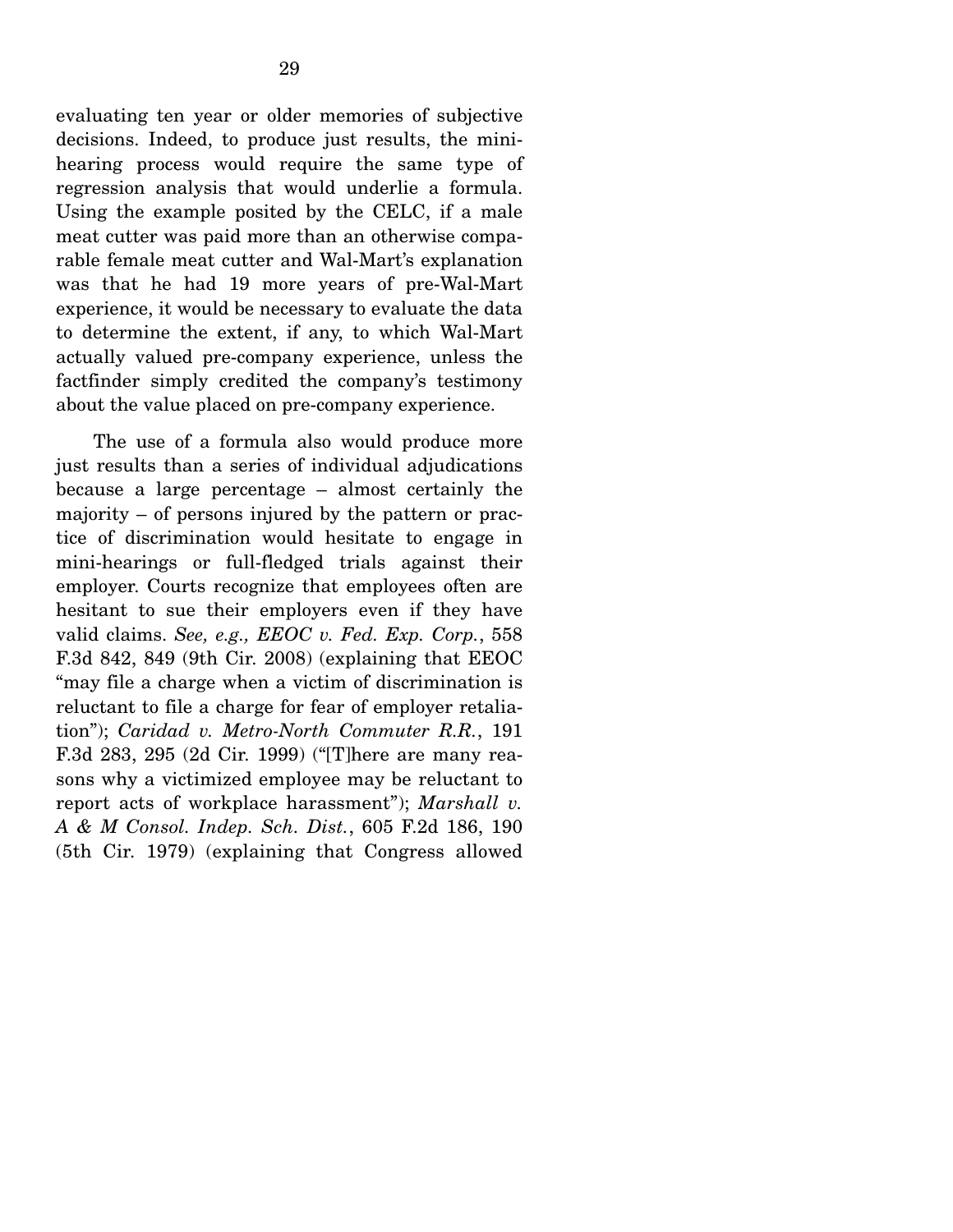evaluating ten year or older memories of subjective decisions. Indeed, to produce just results, the mini-hearing process would require the same type of regression analysis that would underlie a formula. Using the example posited by the CELC, if a male meat cutter was paid more than an otherwise comparable female meat cutter and Wal-Mart's explanation was that he had 19 more years of pre-Wal-Mart experience, it would be necessary to evaluate the data to determine the extent, if any, to which Wal-Mart actually valued pre-company experience, unless the factfinder simply credited the company's testimony about the value placed on pre-company experience.

The use of a formula also would produce more just results than a series of individual adjudications because a large percentage – almost certainly the majority – of persons injured by the pattern or practice of discrimination would hesitate to engage in mini-hearings or full-fledged trials against their employer. Courts recognize that employees often are hesitant to sue their employers even if they have valid claims. *See, e.g., EEOC v. Fed. Exp. Corp.*, 558 F.3d 842, 849 (9th Cir. 2008) (explaining that EEOC "may file a charge when a victim of discrimination is reluctant to file a charge for fear of employer retaliation"); *Caridad v. Metro-North Commuter R.R.*, 191 F.3d 283, 295 (2d Cir. 1999) ("[T]here are many reasons why a victimized employee may be reluctant to report acts of workplace harassment"); *Marshall v. A & M Consol. Indep. Sch. Dist.*, 605 F.2d 186, 190 (5th Cir. 1979) (explaining that Congress allowed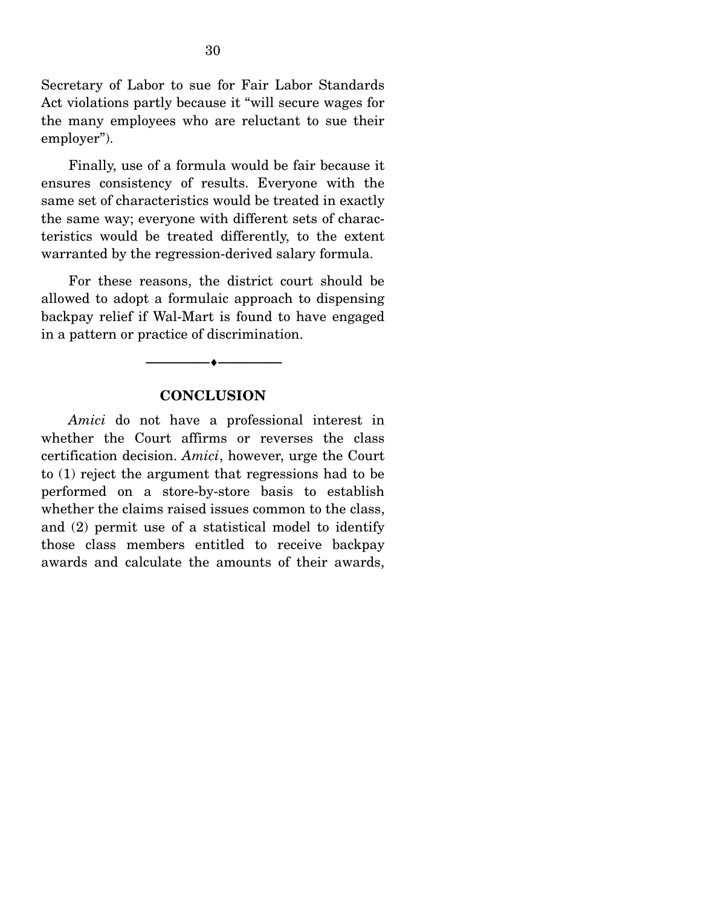Secretary of Labor to sue for Fair Labor Standards Act violations partly because it "will secure wages for the many employees who are reluctant to sue their employer").

Finally, use of a formula would be fair because it ensures consistency of results. Everyone with the same set of characteristics would be treated in exactly the same way; everyone with different sets of characteristics would be treated differently, to the extent warranted by the regression-derived salary formula.

For these reasons, the district court should be allowed to adopt a formulaic approach to dispensing backpay relief if Wal-Mart is found to have engaged in a pattern or practice of discrimination.

---

## CONCLUSION

*Amici* do not have a professional interest in whether the Court affirms or reverses the class certification decision. *Amici*, however, urge the Court to (1) reject the argument that regressions had to be performed on a store-by-store basis to establish whether the claims raised issues common to the class, and (2) permit use of a statistical model to identify those class members entitled to receive backpay awards and calculate the amounts of their awards,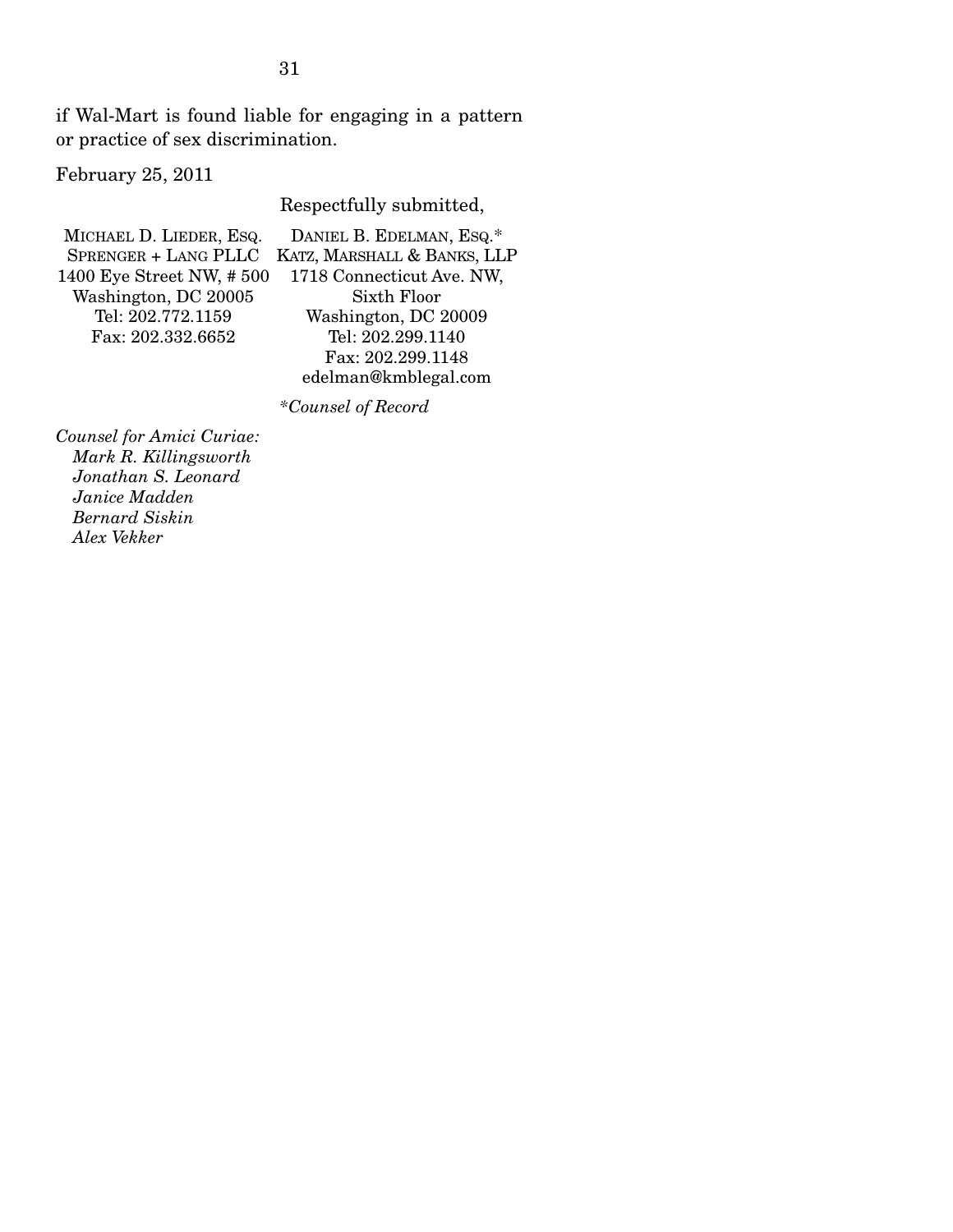if Wal-Mart is found liable for engaging in a pattern or practice of sex discrimination.

February 25, 2011

Respectfully submitted,

MICHAEL D. LIEDER, ESQ.
SPRENGER + LANG PLLC
1400 Eye Street NW, # 500
Washington, DC 20005
Tel: 202.772.1159
Fax: 202.332.6652

DANIEL B. EDELMAN, ESQ.*
KATZ, MARSHALL & BANKS, LLP
1718 Connecticut Ave. NW,
Sixth Floor
Washington, DC 20009
Tel: 202.299.1140
Fax: 202.299.1148
edelman@kmblegal.com

**Counsel of Record*

*Counsel for Amici Curiae:*
*Mark R. Killingsworth*
*Jonathan S. Leonard*
*Janice Madden*
*Bernard Siskin*
*Alex Vekker*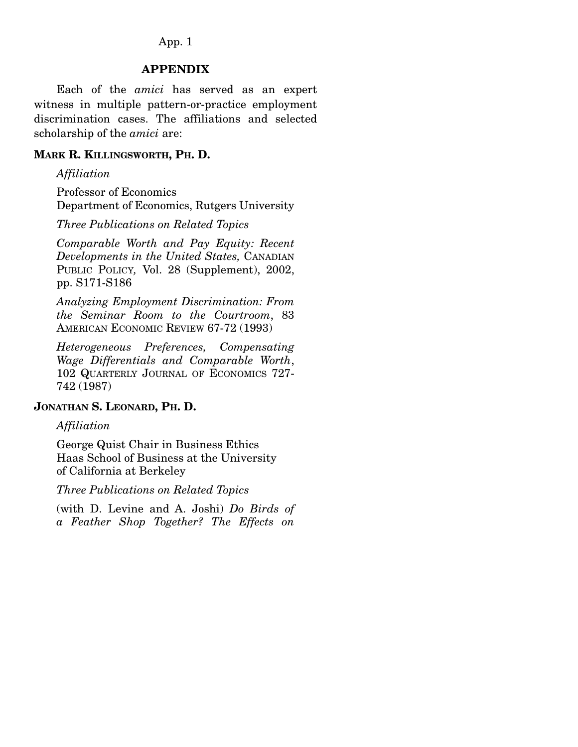## APPENDIX

Each of the *amici* has served as an expert witness in multiple pattern-or-practice employment discrimination cases. The affiliations and selected scholarship of the *amici* are:

### MARK R. KILLINGSWORTH, PH. D.

*Affiliation*

Professor of Economics
Department of Economics, Rutgers University

*Three Publications on Related Topics*

*Comparable Worth and Pay Equity: Recent Developments in the United States,* CANADIAN PUBLIC POLICY, Vol. 28 (Supplement), 2002, pp. S171-S186

*Analyzing Employment Discrimination: From the Seminar Room to the Courtroom*, 83 AMERICAN ECONOMIC REVIEW 67-72 (1993)

*Heterogeneous Preferences, Compensating Wage Differentials and Comparable Worth*, 102 QUARTERLY JOURNAL OF ECONOMICS 727-742 (1987)

### JONATHAN S. LEONARD, PH. D.

*Affiliation*

George Quist Chair in Business Ethics
Haas School of Business at the University of California at Berkeley

*Three Publications on Related Topics*

(with D. Levine and A. Joshi) *Do Birds of a Feather Shop Together? The Effects on*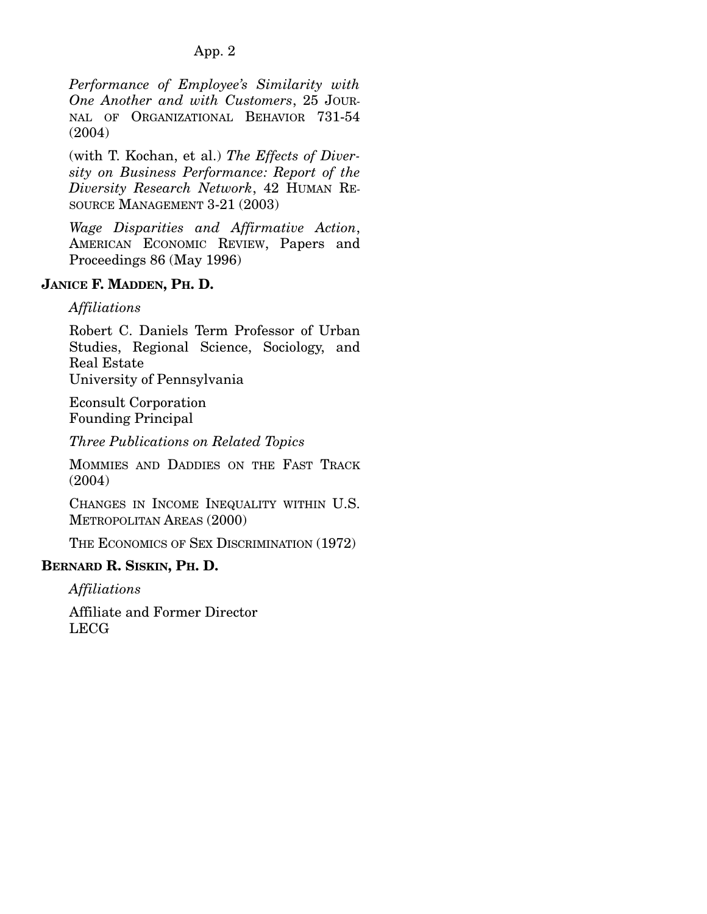*Performance of Employee's Similarity with One Another and with Customers*, 25 JOURNAL OF ORGANIZATIONAL BEHAVIOR 731-54 (2004)

(with T. Kochan, et al.) *The Effects of Diversity on Business Performance: Report of the Diversity Research Network*, 42 HUMAN RESOURCE MANAGEMENT 3-21 (2003)

*Wage Disparities and Affirmative Action*, AMERICAN ECONOMIC REVIEW, Papers and Proceedings 86 (May 1996)

**JANICE F. MADDEN, PH. D.**

*Affiliations*

Robert C. Daniels Term Professor of Urban Studies, Regional Science, Sociology, and Real Estate
University of Pennsylvania

Econsult Corporation
Founding Principal

*Three Publications on Related Topics*

MOMMIES AND DADDIES ON THE FAST TRACK (2004)

CHANGES IN INCOME INEQUALITY WITHIN U.S. METROPOLITAN AREAS (2000)

THE ECONOMICS OF SEX DISCRIMINATION (1972)

**BERNARD R. SISKIN, PH. D.**

*Affiliations*

Affiliate and Former Director
LECG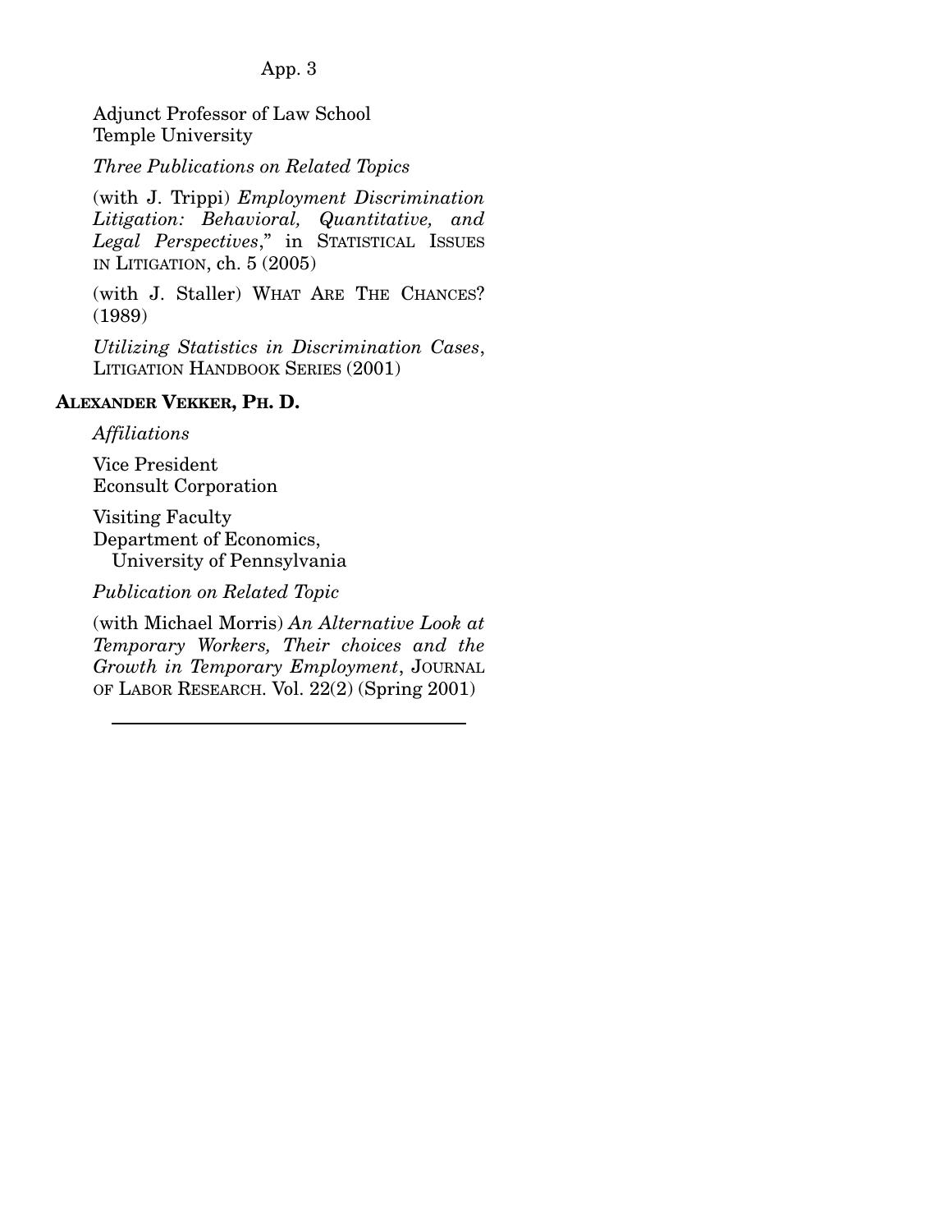Adjunct Professor of Law School
Temple University

*Three Publications on Related Topics*

(with J. Trippi) *Employment Discrimination Litigation: Behavioral, Quantitative, and Legal Perspectives*," in STATISTICAL ISSUES IN LITIGATION, ch. 5 (2005)

(with J. Staller) WHAT ARE THE CHANCES? (1989)

*Utilizing Statistics in Discrimination Cases*, LITIGATION HANDBOOK SERIES (2001)

**ALEXANDER VEKKER, PH. D.**

*Affiliations*

Vice President
Econsult Corporation

Visiting Faculty
Department of Economics,
University of Pennsylvania

*Publication on Related Topic*

(with Michael Morris) *An Alternative Look at Temporary Workers, Their choices and the Growth in Temporary Employment*, JOURNAL OF LABOR RESEARCH. Vol. 22(2) (Spring 2001)